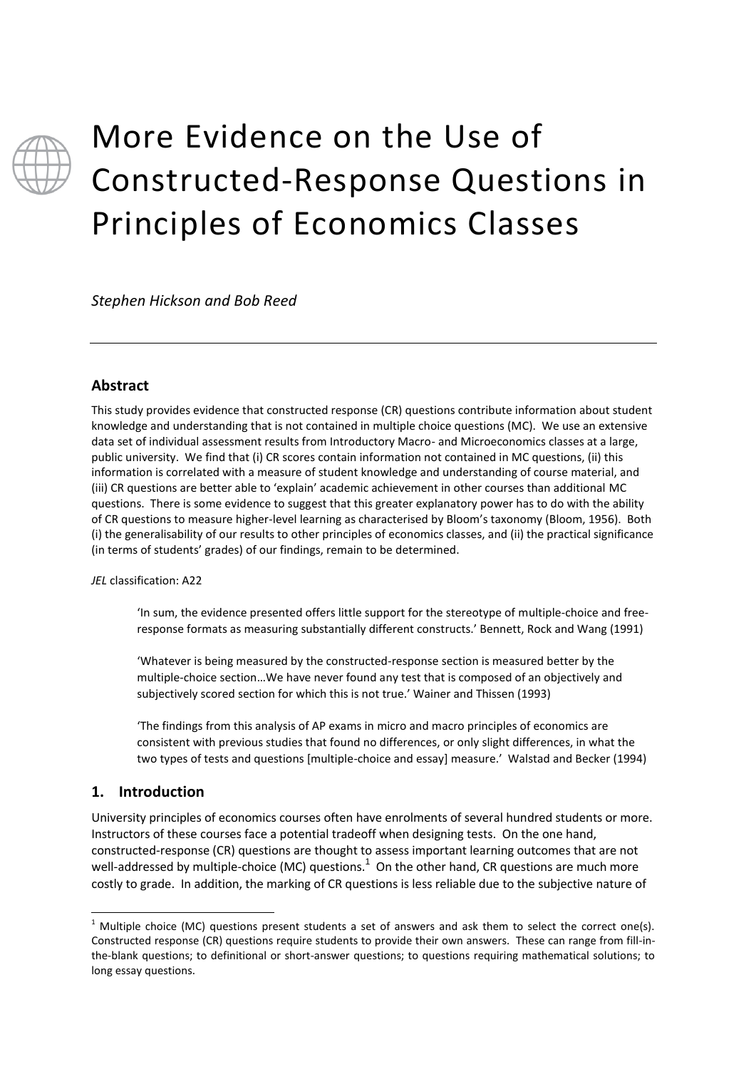# More Evidence on the Use of Constructed-Response Questions in Principles of Economics Classes

*Stephen Hickson and Bob Reed*

---

## Abstract

This study provides evidence that constructed response (CR) questions contribute information about student knowledge and understanding that is not contained in multiple choice questions (MC). We use an extensive data set of individual assessment results from Introductory Macro- and Microeconomics classes at a large, public university. We find that (i) CR scores contain information not contained in MC questions, (ii) this information is correlated with a measure of student knowledge and understanding of course material, and (iii) CR questions are better able to 'explain' academic achievement in other courses than additional MC questions. There is some evidence to suggest that this greater explanatory power has to do with the ability of CR questions to measure higher-level learning as characterised by Bloom's taxonomy (Bloom, 1956). Both (i) the generalisability of our results to other principles of economics classes, and (ii) the practical significance (in terms of students' grades) of our findings, remain to be determined.

*JEL* classification: A22

> 'In sum, the evidence presented offers little support for the stereotype of multiple-choice and free-response formats as measuring substantially different constructs.' Bennett, Rock and Wang (1991)
>
> 'Whatever is being measured by the constructed-response section is measured better by the multiple-choice section…We have never found any test that is composed of an objectively and subjectively scored section for which this is not true.' Wainer and Thissen (1993)
>
> 'The findings from this analysis of AP exams in micro and macro principles of economics are consistent with previous studies that found no differences, or only slight differences, in what the two types of tests and questions [multiple-choice and essay] measure.' Walstad and Becker (1994)

## 1. Introduction

University principles of economics courses often have enrolments of several hundred students or more. Instructors of these courses face a potential tradeoff when designing tests. On the one hand, constructed-response (CR) questions are thought to assess important learning outcomes that are not well-addressed by multiple-choice (MC) questions.[1] On the other hand, CR questions are much more costly to grade. In addition, the marking of CR questions is less reliable due to the subjective nature of

---

[1] Multiple choice (MC) questions present students a set of answers and ask them to select the correct one(s). Constructed response (CR) questions require students to provide their own answers. These can range from fill-in-the-blank questions; to definitional or short-answer questions; to questions requiring mathematical solutions; to long essay questions.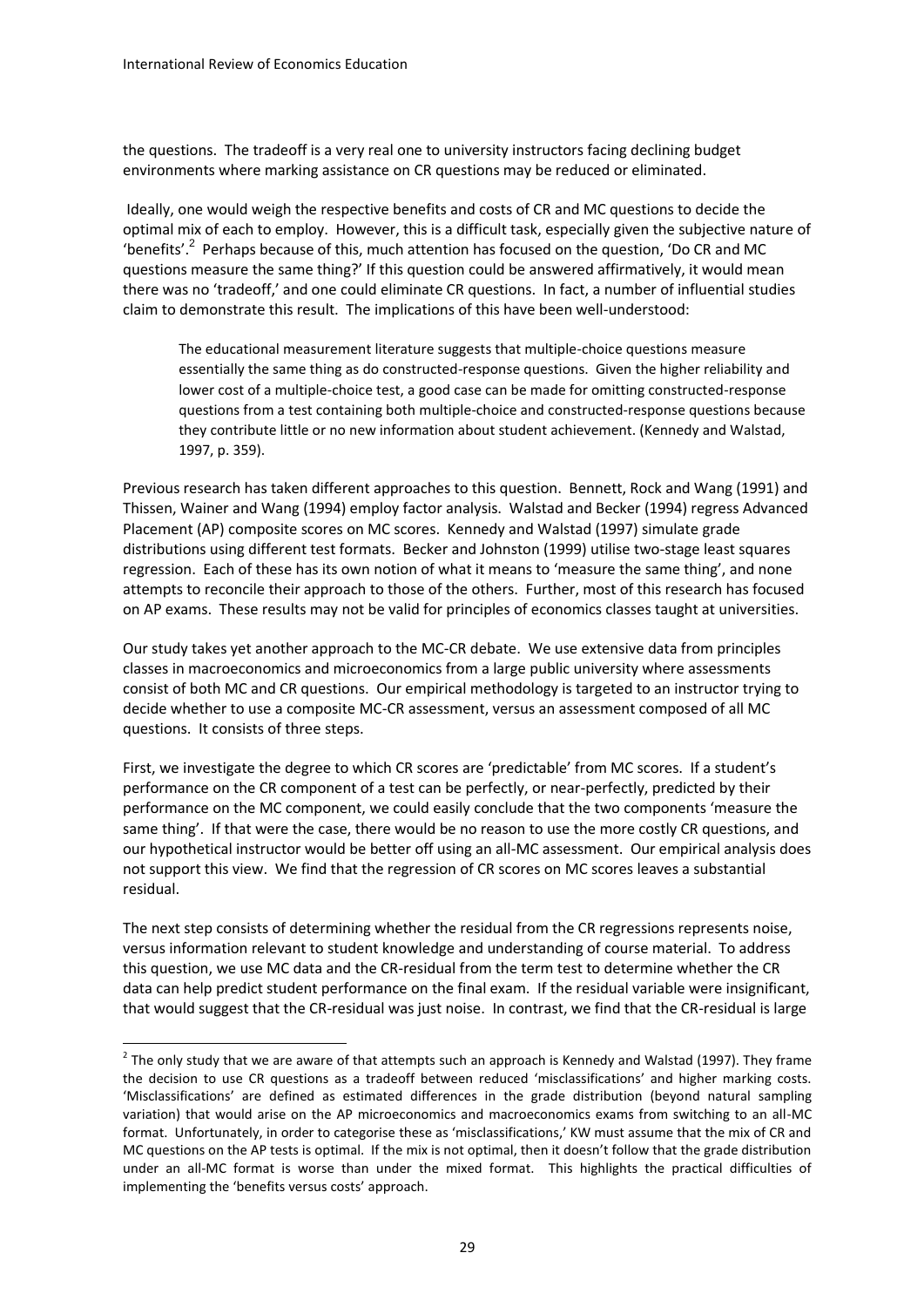the questions. The tradeoff is a very real one to university instructors facing declining budget environments where marking assistance on CR questions may be reduced or eliminated.

Ideally, one would weigh the respective benefits and costs of CR and MC questions to decide the optimal mix of each to employ. However, this is a difficult task, especially given the subjective nature of 'benefits'.[2] Perhaps because of this, much attention has focused on the question, 'Do CR and MC questions measure the same thing?' If this question could be answered affirmatively, it would mean there was no 'tradeoff,' and one could eliminate CR questions. In fact, a number of influential studies claim to demonstrate this result. The implications of this have been well-understood:

> The educational measurement literature suggests that multiple-choice questions measure essentially the same thing as do constructed-response questions. Given the higher reliability and lower cost of a multiple-choice test, a good case can be made for omitting constructed-response questions from a test containing both multiple-choice and constructed-response questions because they contribute little or no new information about student achievement. (Kennedy and Walstad, 1997, p. 359).

Previous research has taken different approaches to this question. Bennett, Rock and Wang (1991) and Thissen, Wainer and Wang (1994) employ factor analysis. Walstad and Becker (1994) regress Advanced Placement (AP) composite scores on MC scores. Kennedy and Walstad (1997) simulate grade distributions using different test formats. Becker and Johnston (1999) utilise two-stage least squares regression. Each of these has its own notion of what it means to 'measure the same thing', and none attempts to reconcile their approach to those of the others. Further, most of this research has focused on AP exams. These results may not be valid for principles of economics classes taught at universities.

Our study takes yet another approach to the MC-CR debate. We use extensive data from principles classes in macroeconomics and microeconomics from a large public university where assessments consist of both MC and CR questions. Our empirical methodology is targeted to an instructor trying to decide whether to use a composite MC-CR assessment, versus an assessment composed of all MC questions. It consists of three steps.

First, we investigate the degree to which CR scores are 'predictable' from MC scores. If a student's performance on the CR component of a test can be perfectly, or near-perfectly, predicted by their performance on the MC component, we could easily conclude that the two components 'measure the same thing'. If that were the case, there would be no reason to use the more costly CR questions, and our hypothetical instructor would be better off using an all-MC assessment. Our empirical analysis does not support this view. We find that the regression of CR scores on MC scores leaves a substantial residual.

The next step consists of determining whether the residual from the CR regressions represents noise, versus information relevant to student knowledge and understanding of course material. To address this question, we use MC data and the CR-residual from the term test to determine whether the CR data can help predict student performance on the final exam. If the residual variable were insignificant, that would suggest that the CR-residual was just noise. In contrast, we find that the CR-residual is large

---

[2] The only study that we are aware of that attempts such an approach is Kennedy and Walstad (1997). They frame the decision to use CR questions as a tradeoff between reduced 'misclassifications' and higher marking costs. 'Misclassifications' are defined as estimated differences in the grade distribution (beyond natural sampling variation) that would arise on the AP microeconomics and macroeconomics exams from switching to an all-MC format. Unfortunately, in order to categorise these as 'misclassifications,' KW must assume that the mix of CR and MC questions on the AP tests is optimal. If the mix is not optimal, then it doesn't follow that the grade distribution under an all-MC format is worse than under the mixed format. This highlights the practical difficulties of implementing the 'benefits versus costs' approach.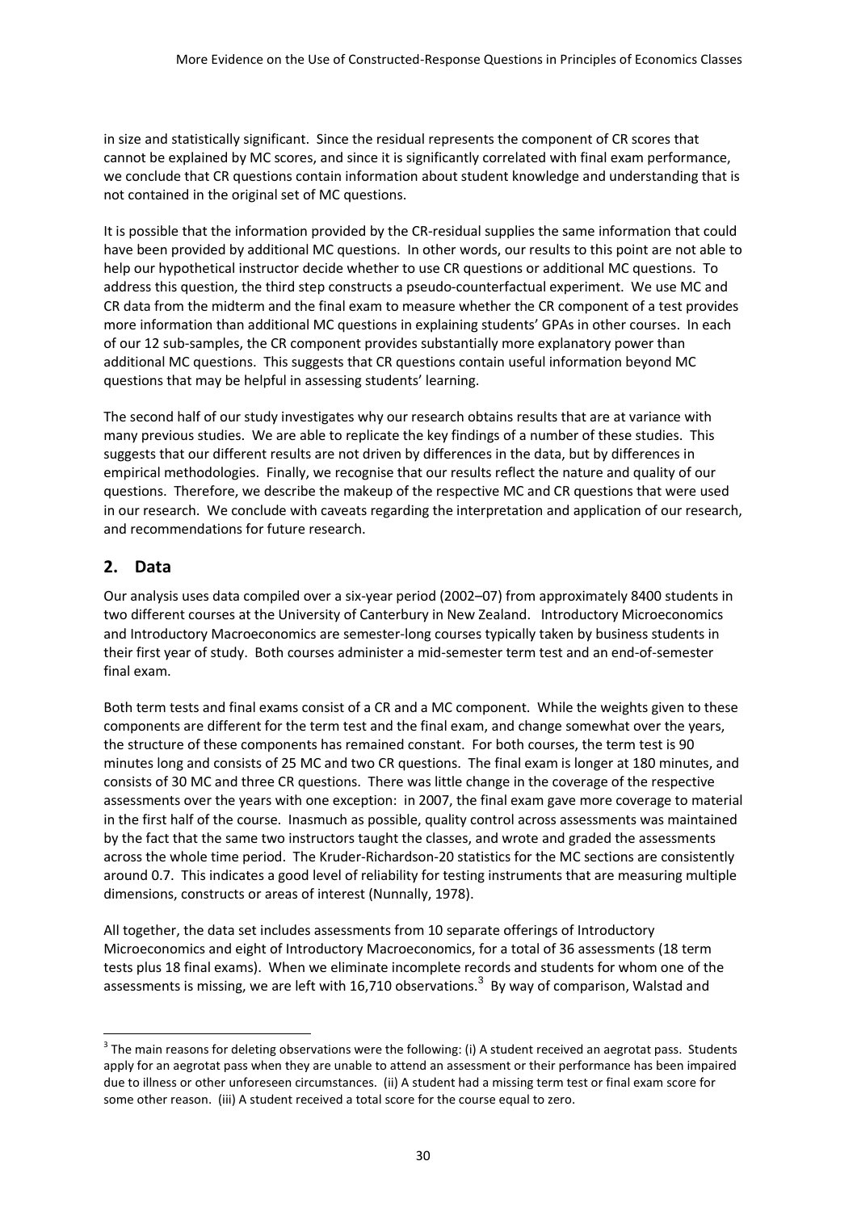in size and statistically significant. Since the residual represents the component of CR scores that cannot be explained by MC scores, and since it is significantly correlated with final exam performance, we conclude that CR questions contain information about student knowledge and understanding that is not contained in the original set of MC questions.

It is possible that the information provided by the CR-residual supplies the same information that could have been provided by additional MC questions. In other words, our results to this point are not able to help our hypothetical instructor decide whether to use CR questions or additional MC questions. To address this question, the third step constructs a pseudo-counterfactual experiment. We use MC and CR data from the midterm and the final exam to measure whether the CR component of a test provides more information than additional MC questions in explaining students' GPAs in other courses. In each of our 12 sub-samples, the CR component provides substantially more explanatory power than additional MC questions. This suggests that CR questions contain useful information beyond MC questions that may be helpful in assessing students' learning.

The second half of our study investigates why our research obtains results that are at variance with many previous studies. We are able to replicate the key findings of a number of these studies. This suggests that our different results are not driven by differences in the data, but by differences in empirical methodologies. Finally, we recognise that our results reflect the nature and quality of our questions. Therefore, we describe the makeup of the respective MC and CR questions that were used in our research. We conclude with caveats regarding the interpretation and application of our research, and recommendations for future research.

## 2. Data

Our analysis uses data compiled over a six-year period (2002–07) from approximately 8400 students in two different courses at the University of Canterbury in New Zealand. Introductory Microeconomics and Introductory Macroeconomics are semester-long courses typically taken by business students in their first year of study. Both courses administer a mid-semester term test and an end-of-semester final exam.

Both term tests and final exams consist of a CR and a MC component. While the weights given to these components are different for the term test and the final exam, and change somewhat over the years, the structure of these components has remained constant. For both courses, the term test is 90 minutes long and consists of 25 MC and two CR questions. The final exam is longer at 180 minutes, and consists of 30 MC and three CR questions. There was little change in the coverage of the respective assessments over the years with one exception: in 2007, the final exam gave more coverage to material in the first half of the course. Inasmuch as possible, quality control across assessments was maintained by the fact that the same two instructors taught the classes, and wrote and graded the assessments across the whole time period. The Kruder-Richardson-20 statistics for the MC sections are consistently around 0.7. This indicates a good level of reliability for testing instruments that are measuring multiple dimensions, constructs or areas of interest (Nunnally, 1978).

All together, the data set includes assessments from 10 separate offerings of Introductory Microeconomics and eight of Introductory Macroeconomics, for a total of 36 assessments (18 term tests plus 18 final exams). When we eliminate incomplete records and students for whom one of the assessments is missing, we are left with 16,710 observations.[3] By way of comparison, Walstad and

[3] The main reasons for deleting observations were the following: (i) A student received an aegrotat pass. Students apply for an aegrotat pass when they are unable to attend an assessment or their performance has been impaired due to illness or other unforeseen circumstances. (ii) A student had a missing term test or final exam score for some other reason. (iii) A student received a total score for the course equal to zero.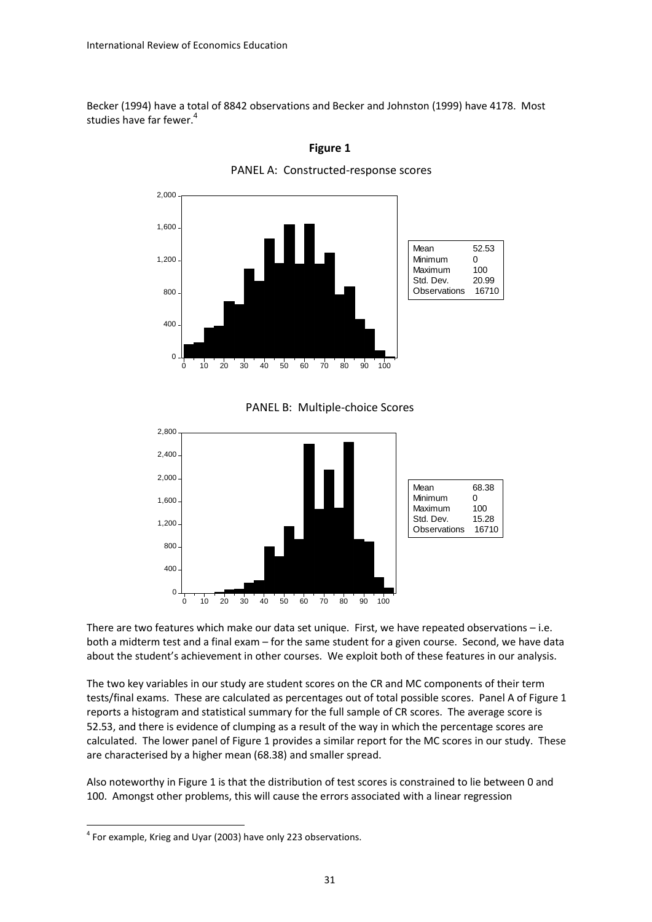Becker (1994) have a total of 8842 observations and Becker and Johnston (1999) have 4178. Most studies have far fewer.[4]

**Figure 1**

PANEL A: Constructed-response scores

| Mean | 52.53 |
|---|---|
| Minimum | 0 |
| Maximum | 100 |
| Std. Dev. | 20.99 |
| Observations | 16710 |

PANEL B: Multiple-choice Scores

| Mean | 68.38 |
|---|---|
| Minimum | 0 |
| Maximum | 100 |
| Std. Dev. | 15.28 |
| Observations | 16710 |

There are two features which make our data set unique. First, we have repeated observations – i.e. both a midterm test and a final exam – for the same student for a given course. Second, we have data about the student's achievement in other courses. We exploit both of these features in our analysis.

The two key variables in our study are student scores on the CR and MC components of their term tests/final exams. These are calculated as percentages out of total possible scores. Panel A of Figure 1 reports a histogram and statistical summary for the full sample of CR scores. The average score is 52.53, and there is evidence of clumping as a result of the way in which the percentage scores are calculated. The lower panel of Figure 1 provides a similar report for the MC scores in our study. These are characterised by a higher mean (68.38) and smaller spread.

Also noteworthy in Figure 1 is that the distribution of test scores is constrained to lie between 0 and 100. Amongst other problems, this will cause the errors associated with a linear regression

[4] For example, Krieg and Uyar (2003) have only 223 observations.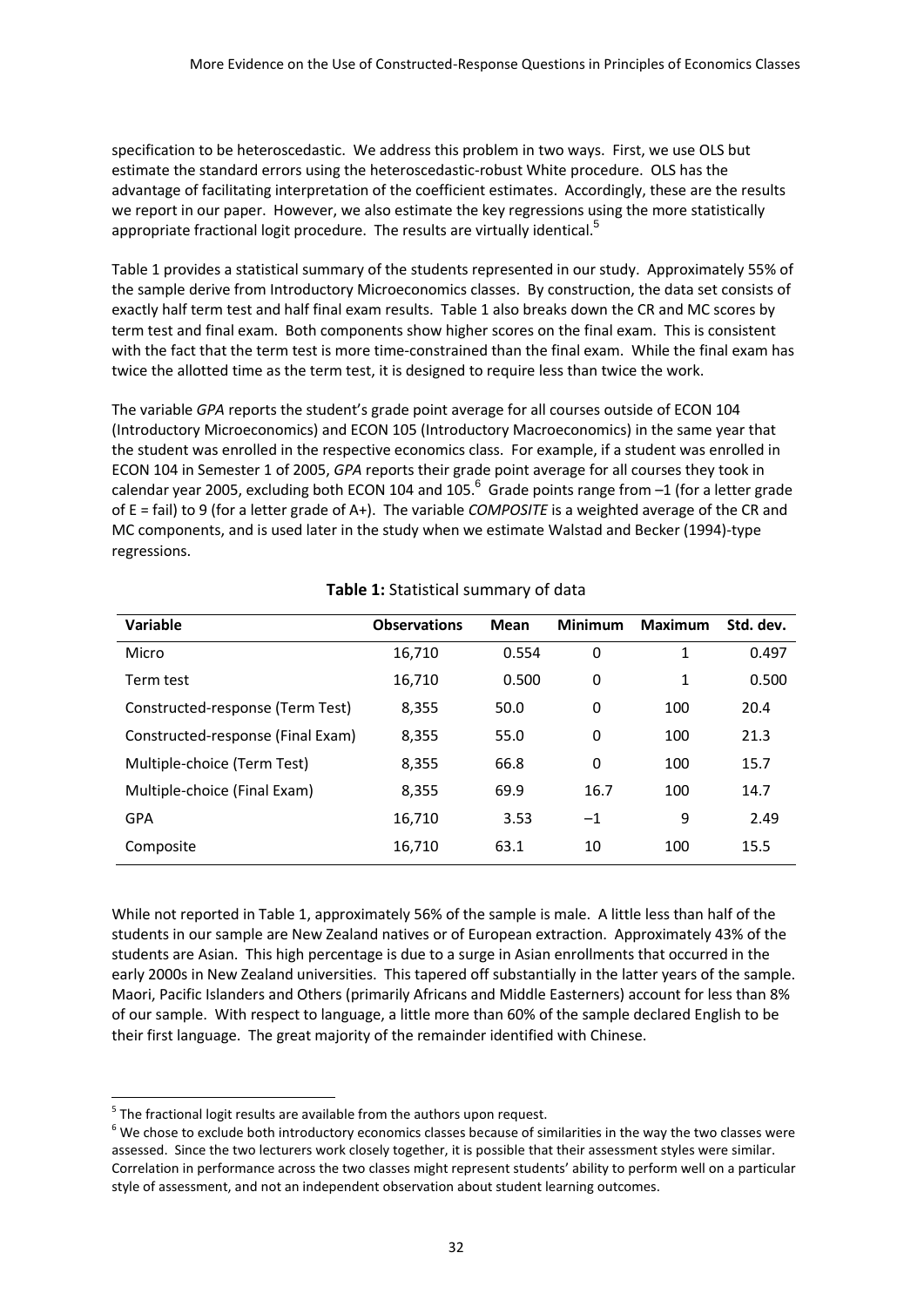specification to be heteroscedastic. We address this problem in two ways. First, we use OLS but estimate the standard errors using the heteroscedastic-robust White procedure. OLS has the advantage of facilitating interpretation of the coefficient estimates. Accordingly, these are the results we report in our paper. However, we also estimate the key regressions using the more statistically appropriate fractional logit procedure. The results are virtually identical.[5]

Table 1 provides a statistical summary of the students represented in our study. Approximately 55% of the sample derive from Introductory Microeconomics classes. By construction, the data set consists of exactly half term test and half final exam results. Table 1 also breaks down the CR and MC scores by term test and final exam. Both components show higher scores on the final exam. This is consistent with the fact that the term test is more time-constrained than the final exam. While the final exam has twice the allotted time as the term test, it is designed to require less than twice the work.

The variable *GPA* reports the student's grade point average for all courses outside of ECON 104 (Introductory Microeconomics) and ECON 105 (Introductory Macroeconomics) in the same year that the student was enrolled in the respective economics class. For example, if a student was enrolled in ECON 104 in Semester 1 of 2005, *GPA* reports their grade point average for all courses they took in calendar year 2005, excluding both ECON 104 and 105.[6] Grade points range from –1 (for a letter grade of E = fail) to 9 (for a letter grade of A+). The variable *COMPOSITE* is a weighted average of the CR and MC components, and is used later in the study when we estimate Walstad and Becker (1994)-type regressions.

**Table 1:** Statistical summary of data

| Variable | Observations | Mean | Minimum | Maximum | Std. dev. |
|---|---|---|---|---|---|
| Micro | 16,710 | 0.554 | 0 | 1 | 0.497 |
| Term test | 16,710 | 0.500 | 0 | 1 | 0.500 |
| Constructed-response (Term Test) | 8,355 | 50.0 | 0 | 100 | 20.4 |
| Constructed-response (Final Exam) | 8,355 | 55.0 | 0 | 100 | 21.3 |
| Multiple-choice (Term Test) | 8,355 | 66.8 | 0 | 100 | 15.7 |
| Multiple-choice (Final Exam) | 8,355 | 69.9 | 16.7 | 100 | 14.7 |
| GPA | 16,710 | 3.53 | –1 | 9 | 2.49 |
| Composite | 16,710 | 63.1 | 10 | 100 | 15.5 |

While not reported in Table 1, approximately 56% of the sample is male. A little less than half of the students in our sample are New Zealand natives or of European extraction. Approximately 43% of the students are Asian. This high percentage is due to a surge in Asian enrollments that occurred in the early 2000s in New Zealand universities. This tapered off substantially in the latter years of the sample. Maori, Pacific Islanders and Others (primarily Africans and Middle Easterners) account for less than 8% of our sample. With respect to language, a little more than 60% of the sample declared English to be their first language. The great majority of the remainder identified with Chinese.

[5] The fractional logit results are available from the authors upon request.

[6] We chose to exclude both introductory economics classes because of similarities in the way the two classes were assessed. Since the two lecturers work closely together, it is possible that their assessment styles were similar. Correlation in performance across the two classes might represent students' ability to perform well on a particular style of assessment, and not an independent observation about student learning outcomes.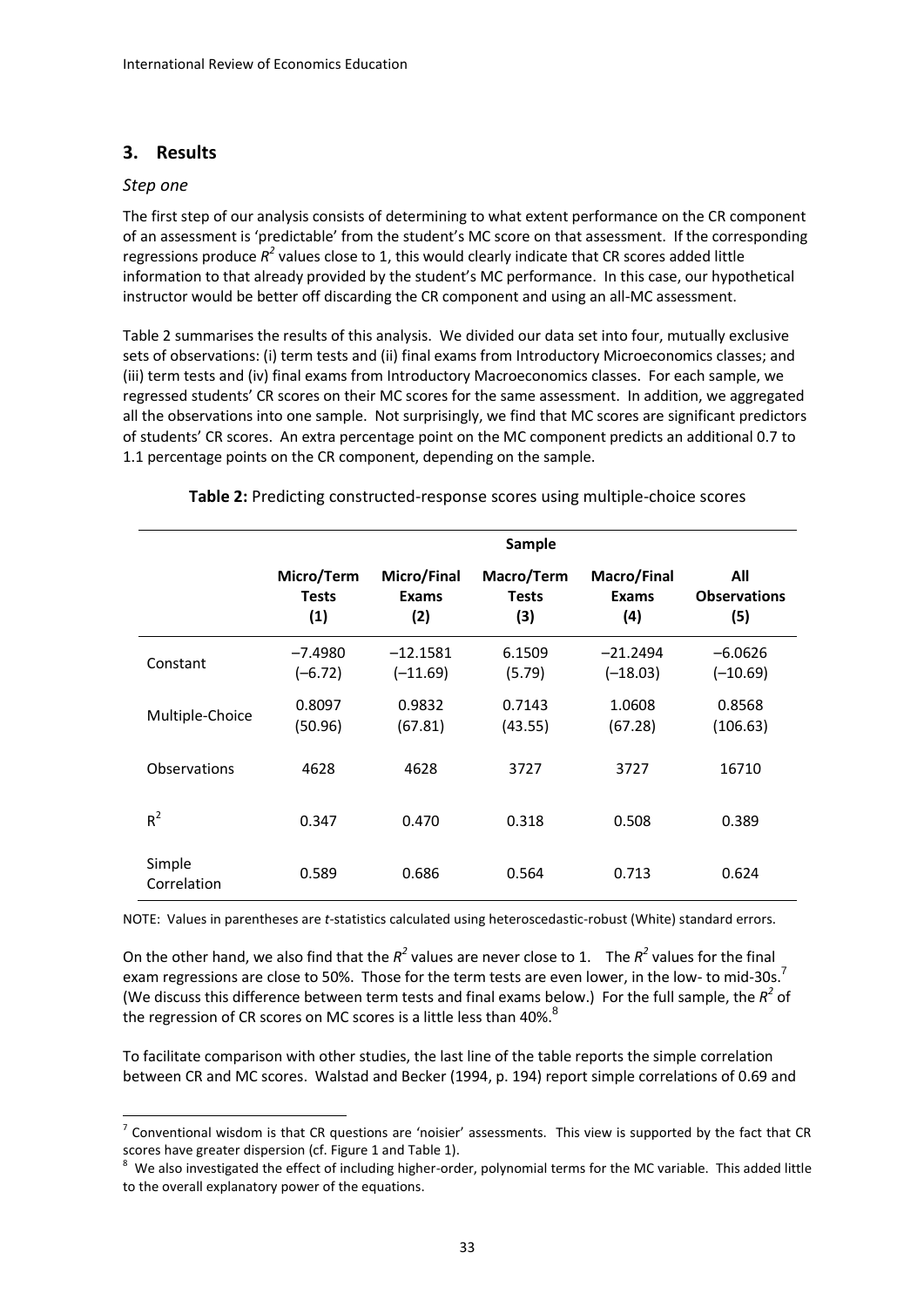## 3. Results

### *Step one*

The first step of our analysis consists of determining to what extent performance on the CR component of an assessment is 'predictable' from the student's MC score on that assessment. If the corresponding regressions produce $R^2$ values close to 1, this would clearly indicate that CR scores added little information to that already provided by the student's MC performance. In this case, our hypothetical instructor would be better off discarding the CR component and using an all-MC assessment.

Table 2 summarises the results of this analysis. We divided our data set into four, mutually exclusive sets of observations: (i) term tests and (ii) final exams from Introductory Microeconomics classes; and (iii) term tests and (iv) final exams from Introductory Macroeconomics classes. For each sample, we regressed students' CR scores on their MC scores for the same assessment. In addition, we aggregated all the observations into one sample. Not surprisingly, we find that MC scores are significant predictors of students' CR scores. An extra percentage point on the MC component predicts an additional 0.7 to 1.1 percentage points on the CR component, depending on the sample.

**Table 2:** Predicting constructed-response scores using multiple-choice scores

| | **Sample** | | | | |
|---|---|---|---|---|---|
| | **Micro/Term Tests (1)** | **Micro/Final Exams (2)** | **Macro/Term Tests (3)** | **Macro/Final Exams (4)** | **All Observations (5)** |
| Constant | –7.4980 (–6.72) | –12.1581 (–11.69) | 6.1509 (5.79) | –21.2494 (–18.03) | –6.0626 (–10.69) |
| Multiple-Choice | 0.8097 (50.96) | 0.9832 (67.81) | 0.7143 (43.55) | 1.0608 (67.28) | 0.8568 (106.63) |
| Observations | 4628 | 4628 | 3727 | 3727 | 16710 |
| $R^2$ | 0.347 | 0.470 | 0.318 | 0.508 | 0.389 |
| Simple Correlation | 0.589 | 0.686 | 0.564 | 0.713 | 0.624 |

NOTE: Values in parentheses are *t*-statistics calculated using heteroscedastic-robust (White) standard errors.

On the other hand, we also find that the $R^2$ values are never close to 1. The $R^2$ values for the final exam regressions are close to 50%. Those for the term tests are even lower, in the low- to mid-30s.[7] (We discuss this difference between term tests and final exams below.) For the full sample, the $R^2$ of the regression of CR scores on MC scores is a little less than 40%.[8]

To facilitate comparison with other studies, the last line of the table reports the simple correlation between CR and MC scores. Walstad and Becker (1994, p. 194) report simple correlations of 0.69 and

[7] Conventional wisdom is that CR questions are 'noisier' assessments. This view is supported by the fact that CR scores have greater dispersion (cf. Figure 1 and Table 1).

[8] We also investigated the effect of including higher-order, polynomial terms for the MC variable. This added little to the overall explanatory power of the equations.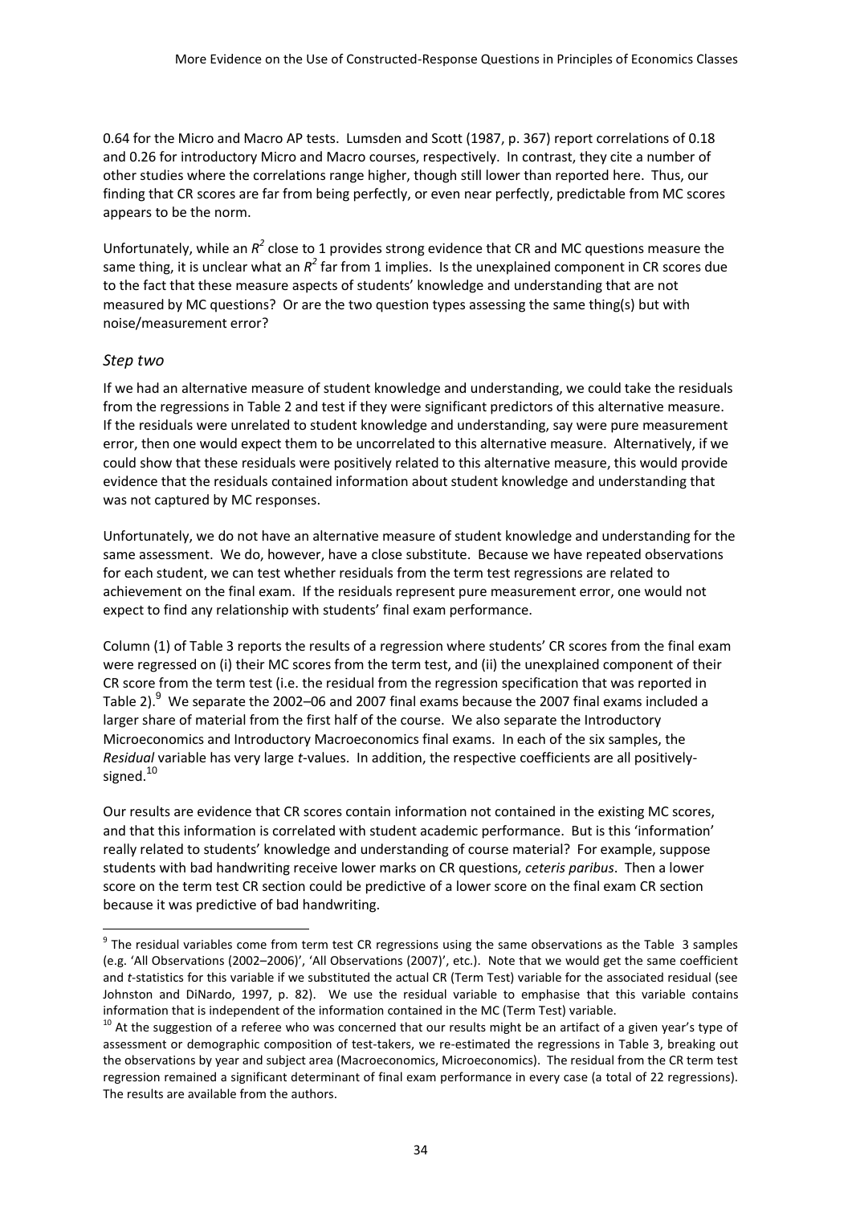0.64 for the Micro and Macro AP tests. Lumsden and Scott (1987, p. 367) report correlations of 0.18 and 0.26 for introductory Micro and Macro courses, respectively. In contrast, they cite a number of other studies where the correlations range higher, though still lower than reported here. Thus, our finding that CR scores are far from being perfectly, or even near perfectly, predictable from MC scores appears to be the norm.

Unfortunately, while an $R^2$ close to 1 provides strong evidence that CR and MC questions measure the same thing, it is unclear what an $R^2$ far from 1 implies. Is the unexplained component in CR scores due to the fact that these measure aspects of students' knowledge and understanding that are not measured by MC questions? Or are the two question types assessing the same thing(s) but with noise/measurement error?

### *Step two*

If we had an alternative measure of student knowledge and understanding, we could take the residuals from the regressions in Table 2 and test if they were significant predictors of this alternative measure. If the residuals were unrelated to student knowledge and understanding, say were pure measurement error, then one would expect them to be uncorrelated to this alternative measure. Alternatively, if we could show that these residuals were positively related to this alternative measure, this would provide evidence that the residuals contained information about student knowledge and understanding that was not captured by MC responses.

Unfortunately, we do not have an alternative measure of student knowledge and understanding for the same assessment. We do, however, have a close substitute. Because we have repeated observations for each student, we can test whether residuals from the term test regressions are related to achievement on the final exam. If the residuals represent pure measurement error, one would not expect to find any relationship with students' final exam performance.

Column (1) of Table 3 reports the results of a regression where students' CR scores from the final exam were regressed on (i) their MC scores from the term test, and (ii) the unexplained component of their CR score from the term test (i.e. the residual from the regression specification that was reported in Table 2).[9] We separate the 2002–06 and 2007 final exams because the 2007 final exams included a larger share of material from the first half of the course. We also separate the Introductory Microeconomics and Introductory Macroeconomics final exams. In each of the six samples, the *Residual* variable has very large *t*-values. In addition, the respective coefficients are all positively-signed.[10]

Our results are evidence that CR scores contain information not contained in the existing MC scores, and that this information is correlated with student academic performance. But is this 'information' really related to students' knowledge and understanding of course material? For example, suppose students with bad handwriting receive lower marks on CR questions, *ceteris paribus*. Then a lower score on the term test CR section could be predictive of a lower score on the final exam CR section because it was predictive of bad handwriting.

---

[9] The residual variables come from term test CR regressions using the same observations as the Table 3 samples (e.g. 'All Observations (2002–2006)', 'All Observations (2007)', etc.). Note that we would get the same coefficient and *t*-statistics for this variable if we substituted the actual CR (Term Test) variable for the associated residual (see Johnston and DiNardo, 1997, p. 82). We use the residual variable to emphasise that this variable contains information that is independent of the information contained in the MC (Term Test) variable.

[10] At the suggestion of a referee who was concerned that our results might be an artifact of a given year's type of assessment or demographic composition of test-takers, we re-estimated the regressions in Table 3, breaking out the observations by year and subject area (Macroeconomics, Microeconomics). The residual from the CR term test regression remained a significant determinant of final exam performance in every case (a total of 22 regressions). The results are available from the authors.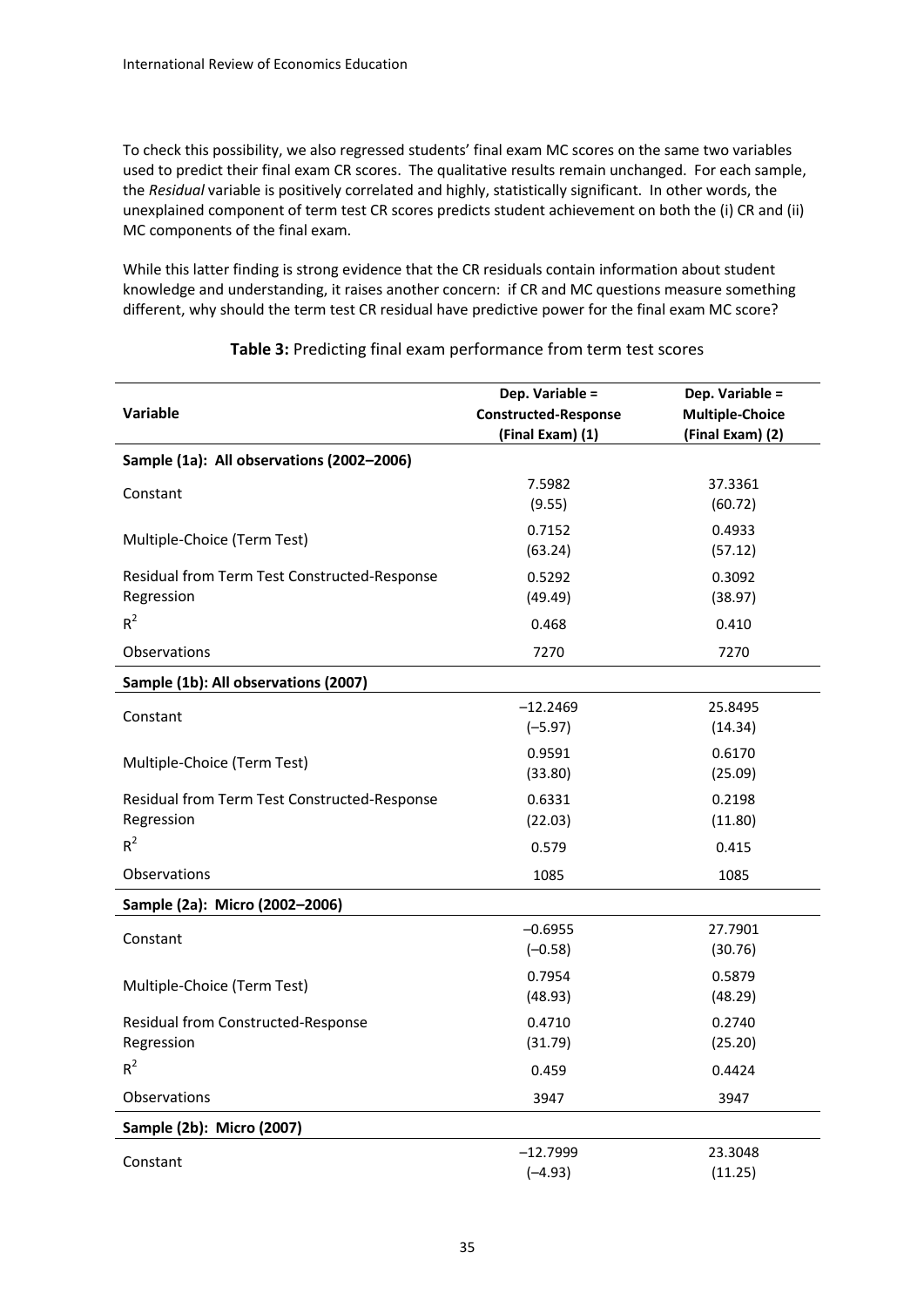To check this possibility, we also regressed students' final exam MC scores on the same two variables used to predict their final exam CR scores. The qualitative results remain unchanged. For each sample, the *Residual* variable is positively correlated and highly, statistically significant. In other words, the unexplained component of term test CR scores predicts student achievement on both the (i) CR and (ii) MC components of the final exam.

While this latter finding is strong evidence that the CR residuals contain information about student knowledge and understanding, it raises another concern: if CR and MC questions measure something different, why should the term test CR residual have predictive power for the final exam MC score?

**Table 3:** Predicting final exam performance from term test scores

| Variable | Dep. Variable = Constructed-Response (Final Exam) (1) | Dep. Variable = Multiple-Choice (Final Exam) (2) |
|---|---|---|
| **Sample (1a): All observations (2002–2006)** | | |
| Constant | 7.5982<br>(9.55) | 37.3361<br>(60.72) |
| Multiple-Choice (Term Test) | 0.7152<br>(63.24) | 0.4933<br>(57.12) |
| Residual from Term Test Constructed-Response Regression | 0.5292<br>(49.49) | 0.3092<br>(38.97) |
| $R^2$ | 0.468 | 0.410 |
| Observations | 7270 | 7270 |
| **Sample (1b): All observations (2007)** | | |
| Constant | −12.2469<br>(−5.97) | 25.8495<br>(14.34) |
| Multiple-Choice (Term Test) | 0.9591<br>(33.80) | 0.6170<br>(25.09) |
| Residual from Term Test Constructed-Response Regression | 0.6331<br>(22.03) | 0.2198<br>(11.80) |
| $R^2$ | 0.579 | 0.415 |
| Observations | 1085 | 1085 |
| **Sample (2a): Micro (2002–2006)** | | |
| Constant | −0.6955<br>(−0.58) | 27.7901<br>(30.76) |
| Multiple-Choice (Term Test) | 0.7954<br>(48.93) | 0.5879<br>(48.29) |
| Residual from Constructed-Response Regression | 0.4710<br>(31.79) | 0.2740<br>(25.20) |
| $R^2$ | 0.459 | 0.4424 |
| Observations | 3947 | 3947 |
| **Sample (2b): Micro (2007)** | | |
| Constant | −12.7999<br>(−4.93) | 23.3048<br>(11.25) |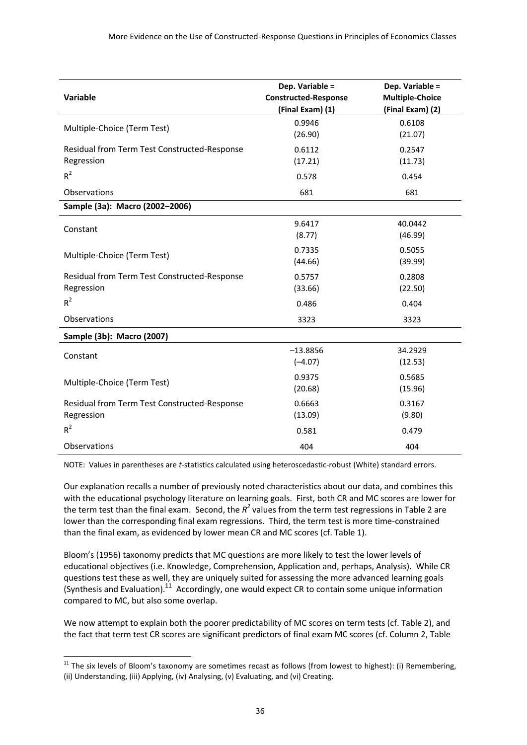| Variable | Dep. Variable = Constructed-Response (Final Exam) (1) | Dep. Variable = Multiple-Choice (Final Exam) (2) |
|---|---|---|
| Multiple-Choice (Term Test) | 0.9946<br>(26.90) | 0.6108<br>(21.07) |
| Residual from Term Test Constructed-Response Regression | 0.6112<br>(17.21) | 0.2547<br>(11.73) |
| $R^2$ | 0.578 | 0.454 |
| Observations | 681 | 681 |
| **Sample (3a): Macro (2002–2006)** | | |
| Constant | 9.6417<br>(8.77) | 40.0442<br>(46.99) |
| Multiple-Choice (Term Test) | 0.7335<br>(44.66) | 0.5055<br>(39.99) |
| Residual from Term Test Constructed-Response Regression | 0.5757<br>(33.66) | 0.2808<br>(22.50) |
| $R^2$ | 0.486 | 0.404 |
| Observations | 3323 | 3323 |
| **Sample (3b): Macro (2007)** | | |
| Constant | −13.8856<br>(−4.07) | 34.2929<br>(12.53) |
| Multiple-Choice (Term Test) | 0.9375<br>(20.68) | 0.5685<br>(15.96) |
| Residual from Term Test Constructed-Response Regression | 0.6663<br>(13.09) | 0.3167<br>(9.80) |
| $R^2$ | 0.581 | 0.479 |
| Observations | 404 | 404 |

NOTE: Values in parentheses are *t*-statistics calculated using heteroscedastic-robust (White) standard errors.

Our explanation recalls a number of previously noted characteristics about our data, and combines this with the educational psychology literature on learning goals. First, both CR and MC scores are lower for the term test than the final exam. Second, the $R^2$ values from the term test regressions in Table 2 are lower than the corresponding final exam regressions. Third, the term test is more time-constrained than the final exam, as evidenced by lower mean CR and MC scores (cf. Table 1).

Bloom's (1956) taxonomy predicts that MC questions are more likely to test the lower levels of educational objectives (i.e. Knowledge, Comprehension, Application and, perhaps, Analysis). While CR questions test these as well, they are uniquely suited for assessing the more advanced learning goals (Synthesis and Evaluation).[11] Accordingly, one would expect CR to contain some unique information compared to MC, but also some overlap.

We now attempt to explain both the poorer predictability of MC scores on term tests (cf. Table 2), and the fact that term test CR scores are significant predictors of final exam MC scores (cf. Column 2, Table

[11] The six levels of Bloom's taxonomy are sometimes recast as follows (from lowest to highest): (i) Remembering, (ii) Understanding, (iii) Applying, (iv) Analysing, (v) Evaluating, and (vi) Creating.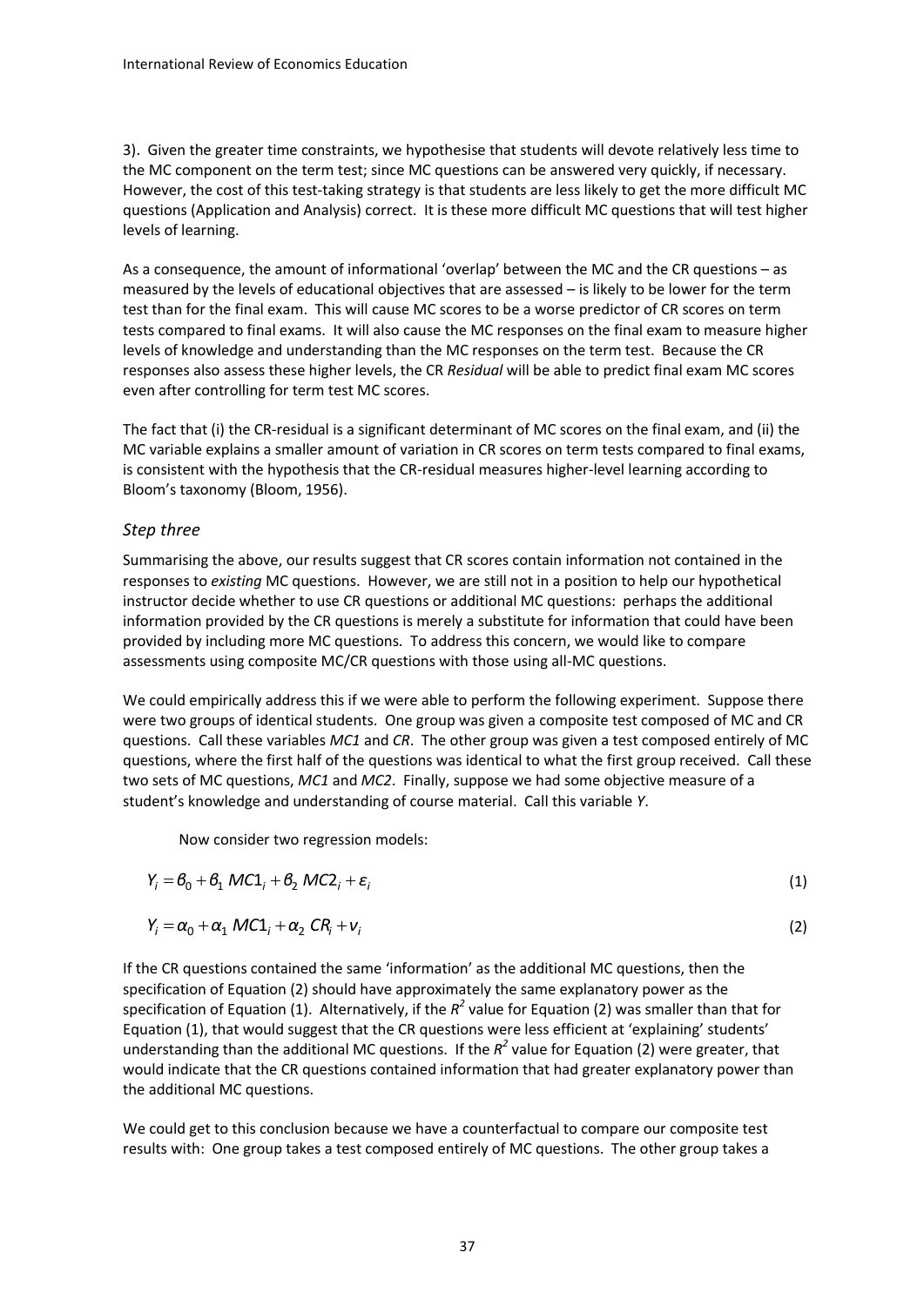3). Given the greater time constraints, we hypothesise that students will devote relatively less time to the MC component on the term test; since MC questions can be answered very quickly, if necessary. However, the cost of this test-taking strategy is that students are less likely to get the more difficult MC questions (Application and Analysis) correct. It is these more difficult MC questions that will test higher levels of learning.

As a consequence, the amount of informational 'overlap' between the MC and the CR questions – as measured by the levels of educational objectives that are assessed – is likely to be lower for the term test than for the final exam. This will cause MC scores to be a worse predictor of CR scores on term tests compared to final exams. It will also cause the MC responses on the final exam to measure higher levels of knowledge and understanding than the MC responses on the term test. Because the CR responses also assess these higher levels, the CR *Residual* will be able to predict final exam MC scores even after controlling for term test MC scores.

The fact that (i) the CR-residual is a significant determinant of MC scores on the final exam, and (ii) the MC variable explains a smaller amount of variation in CR scores on term tests compared to final exams, is consistent with the hypothesis that the CR-residual measures higher-level learning according to Bloom's taxonomy (Bloom, 1956).

### *Step three*

Summarising the above, our results suggest that CR scores contain information not contained in the responses to *existing* MC questions. However, we are still not in a position to help our hypothetical instructor decide whether to use CR questions or additional MC questions: perhaps the additional information provided by the CR questions is merely a substitute for information that could have been provided by including more MC questions. To address this concern, we would like to compare assessments using composite MC/CR questions with those using all-MC questions.

We could empirically address this if we were able to perform the following experiment. Suppose there were two groups of identical students. One group was given a composite test composed of MC and CR questions. Call these variables *MC1* and *CR*. The other group was given a test composed entirely of MC questions, where the first half of the questions was identical to what the first group received. Call these two sets of MC questions, *MC1* and *MC2*. Finally, suppose we had some objective measure of a student's knowledge and understanding of course material. Call this variable *Y*.

Now consider two regression models:

$$Y_i = \beta_0 + \beta_1\, MC1_i + \beta_2\, MC2_i + \varepsilon_i \tag{1}$$

$$Y_i = \alpha_0 + \alpha_1\, MC1_i + \alpha_2\, CR_i + v_i \tag{2}$$

If the CR questions contained the same 'information' as the additional MC questions, then the specification of Equation (2) should have approximately the same explanatory power as the specification of Equation (1). Alternatively, if the $R^2$ value for Equation (2) was smaller than that for Equation (1), that would suggest that the CR questions were less efficient at 'explaining' students' understanding than the additional MC questions. If the $R^2$ value for Equation (2) were greater, that would indicate that the CR questions contained information that had greater explanatory power than the additional MC questions.

We could get to this conclusion because we have a counterfactual to compare our composite test results with: One group takes a test composed entirely of MC questions. The other group takes a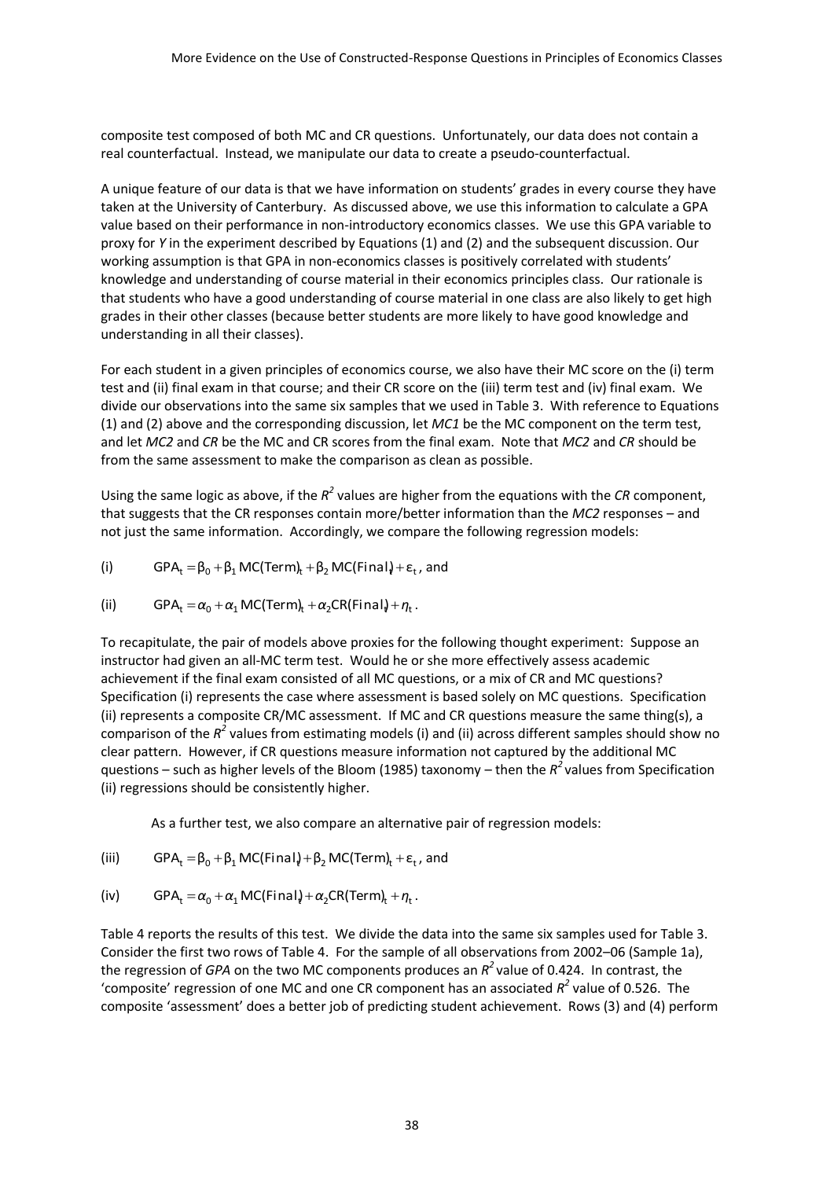composite test composed of both MC and CR questions. Unfortunately, our data does not contain a real counterfactual. Instead, we manipulate our data to create a pseudo-counterfactual.

A unique feature of our data is that we have information on students' grades in every course they have taken at the University of Canterbury. As discussed above, we use this information to calculate a GPA value based on their performance in non-introductory economics classes. We use this GPA variable to proxy for *Y* in the experiment described by Equations (1) and (2) and the subsequent discussion. Our working assumption is that GPA in non-economics classes is positively correlated with students' knowledge and understanding of course material in their economics principles class. Our rationale is that students who have a good understanding of course material in one class are also likely to get high grades in their other classes (because better students are more likely to have good knowledge and understanding in all their classes).

For each student in a given principles of economics course, we also have their MC score on the (i) term test and (ii) final exam in that course; and their CR score on the (iii) term test and (iv) final exam. We divide our observations into the same six samples that we used in Table 3. With reference to Equations (1) and (2) above and the corresponding discussion, let *MC1* be the MC component on the term test, and let *MC2* and *CR* be the MC and CR scores from the final exam. Note that *MC2* and *CR* should be from the same assessment to make the comparison as clean as possible.

Using the same logic as above, if the $R^2$ values are higher from the equations with the *CR* component, that suggests that the CR responses contain more/better information than the *MC2* responses – and not just the same information. Accordingly, we compare the following regression models:

(i) $\quad \text{GPA}_t = \beta_0 + \beta_1 \text{MC(Term)}_t + \beta_2 \text{MC(Final)}_t + \varepsilon_t$, and

(ii) $\quad \text{GPA}_t = \alpha_0 + \alpha_1 \text{MC(Term)}_t + \alpha_2 \text{CR(Final)}_t + \eta_t$.

To recapitulate, the pair of models above proxies for the following thought experiment: Suppose an instructor had given an all-MC term test. Would he or she more effectively assess academic achievement if the final exam consisted of all MC questions, or a mix of CR and MC questions? Specification (i) represents the case where assessment is based solely on MC questions. Specification (ii) represents a composite CR/MC assessment. If MC and CR questions measure the same thing(s), a comparison of the $R^2$ values from estimating models (i) and (ii) across different samples should show no clear pattern. However, if CR questions measure information not captured by the additional MC questions – such as higher levels of the Bloom (1985) taxonomy – then the $R^2$ values from Specification (ii) regressions should be consistently higher.

As a further test, we also compare an alternative pair of regression models:

(iii) $\quad \text{GPA}_t = \beta_0 + \beta_1 \text{MC(Final)}_t + \beta_2 \text{MC(Term)}_t + \varepsilon_t$, and

(iv) $\quad \text{GPA}_t = \alpha_0 + \alpha_1 \text{MC(Final)}_t + \alpha_2 \text{CR(Term)}_t + \eta_t$.

Table 4 reports the results of this test. We divide the data into the same six samples used for Table 3. Consider the first two rows of Table 4. For the sample of all observations from 2002–06 (Sample 1a), the regression of *GPA* on the two MC components produces an $R^2$ value of 0.424. In contrast, the 'composite' regression of one MC and one CR component has an associated $R^2$ value of 0.526. The composite 'assessment' does a better job of predicting student achievement. Rows (3) and (4) perform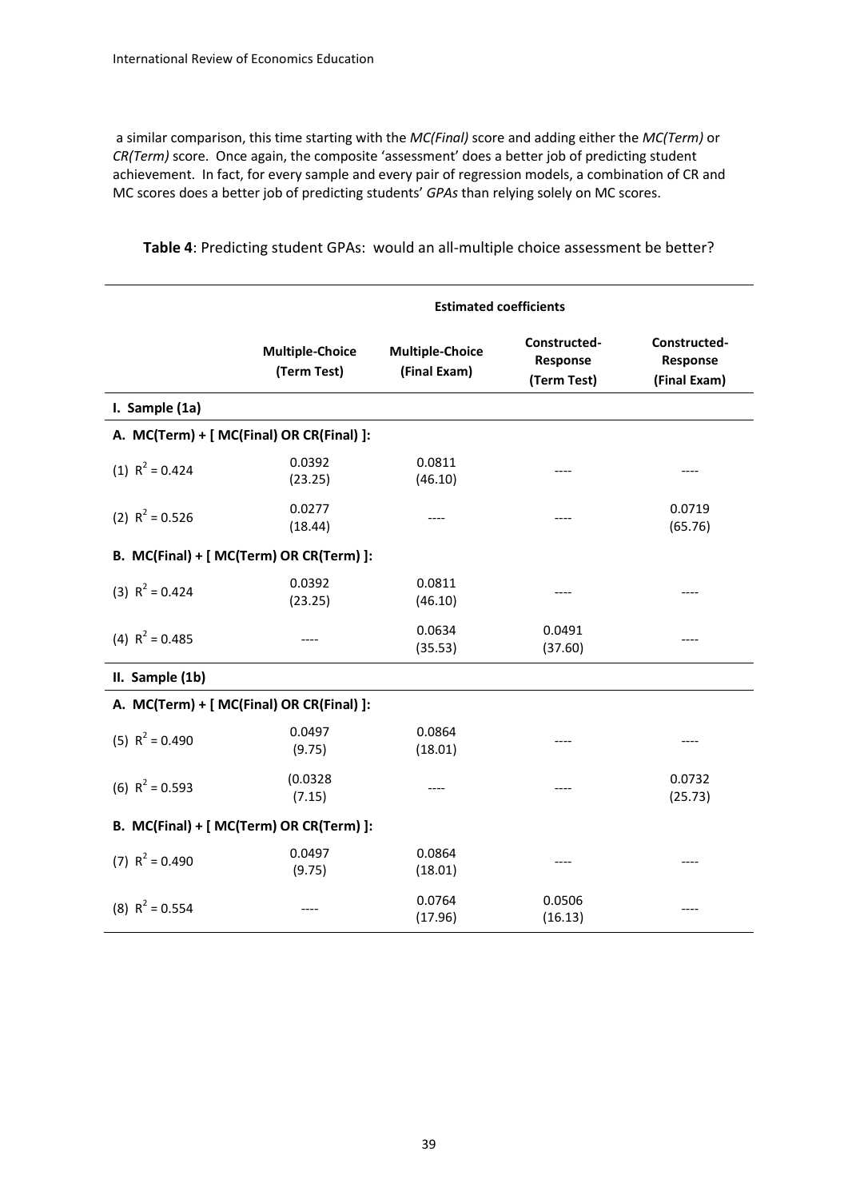a similar comparison, this time starting with the *MC(Final)* score and adding either the *MC(Term)* or *CR(Term)* score. Once again, the composite 'assessment' does a better job of predicting student achievement. In fact, for every sample and every pair of regression models, a combination of CR and MC scores does a better job of predicting students' *GPAs* than relying solely on MC scores.

**Table 4**: Predicting student GPAs: would an all-multiple choice assessment be better?

| | Estimated coefficients | | | |
|---|---|---|---|---|
| | **Multiple-Choice (Term Test)** | **Multiple-Choice (Final Exam)** | **Constructed-Response (Term Test)** | **Constructed-Response (Final Exam)** |
| **I. Sample (1a)** | | | | |
| **A. MC(Term) + [ MC(Final) OR CR(Final) ]:** | | | | |
| (1) $R^2 = 0.424$ | 0.0392 (23.25) | 0.0811 (46.10) | ---- | ---- |
| (2) $R^2 = 0.526$ | 0.0277 (18.44) | ---- | ---- | 0.0719 (65.76) |
| **B. MC(Final) + [ MC(Term) OR CR(Term) ]:** | | | | |
| (3) $R^2 = 0.424$ | 0.0392 (23.25) | 0.0811 (46.10) | ---- | ---- |
| (4) $R^2 = 0.485$ | ---- | 0.0634 (35.53) | 0.0491 (37.60) | ---- |
| **II. Sample (1b)** | | | | |
| **A. MC(Term) + [ MC(Final) OR CR(Final) ]:** | | | | |
| (5) $R^2 = 0.490$ | 0.0497 (9.75) | 0.0864 (18.01) | ---- | ---- |
| (6) $R^2 = 0.593$ | (0.0328 (7.15) | ---- | ---- | 0.0732 (25.73) |
| **B. MC(Final) + [ MC(Term) OR CR(Term) ]:** | | | | |
| (7) $R^2 = 0.490$ | 0.0497 (9.75) | 0.0864 (18.01) | ---- | ---- |
| (8) $R^2 = 0.554$ | ---- | 0.0764 (17.96) | 0.0506 (16.13) | ---- |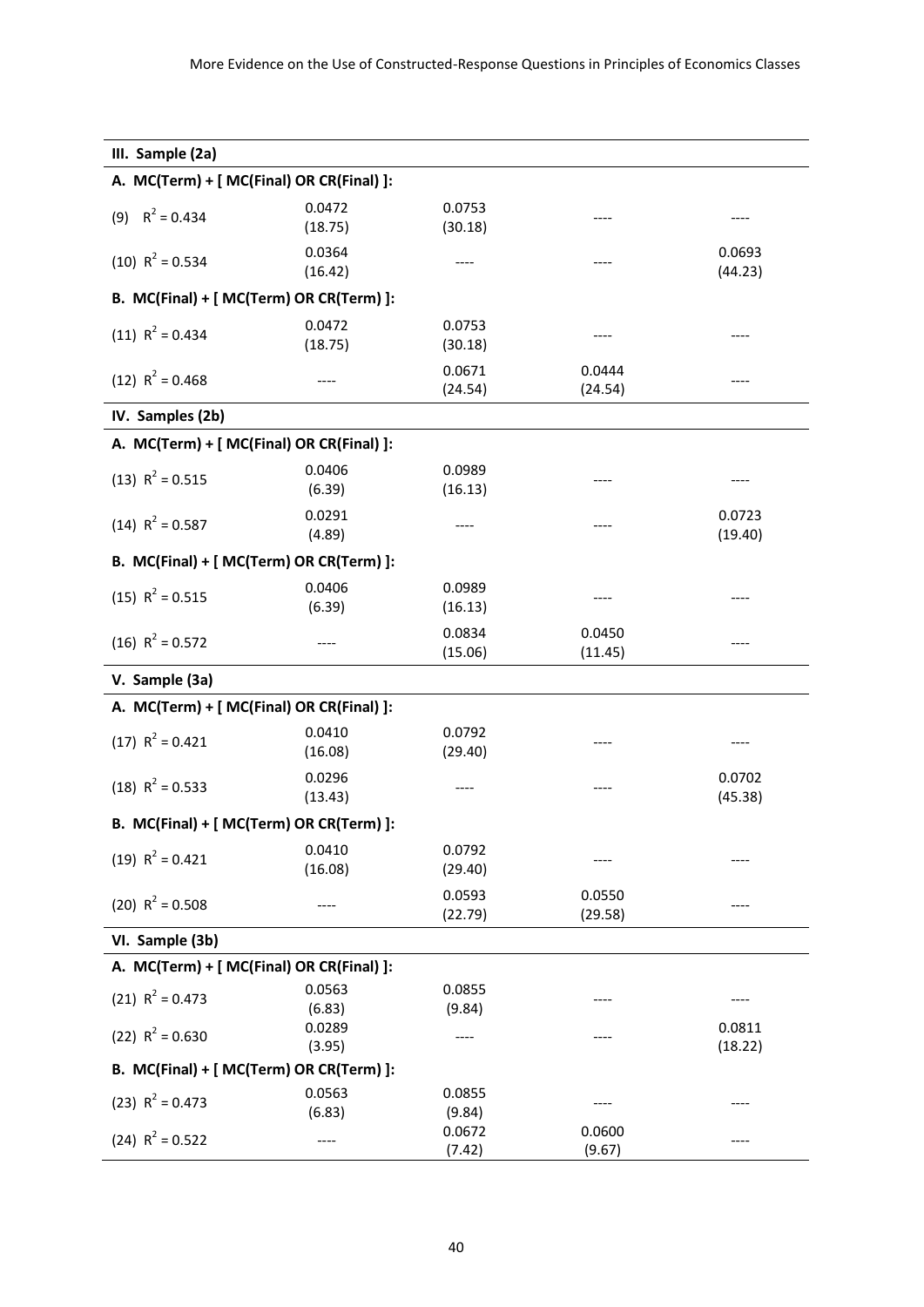| | | | | |
|---|---|---|---|---|
| **III. Sample (2a)** | | | | |
| **A. MC(Term) + [ MC(Final) OR CR(Final) ]:** | | | | |
| (9) $R^2 = 0.434$ | 0.0472 (18.75) | 0.0753 (30.18) | ---- | ---- |
| (10) $R^2 = 0.534$ | 0.0364 (16.42) | ---- | ---- | 0.0693 (44.23) |
| **B. MC(Final) + [ MC(Term) OR CR(Term) ]:** | | | | |
| (11) $R^2 = 0.434$ | 0.0472 (18.75) | 0.0753 (30.18) | ---- | ---- |
| (12) $R^2 = 0.468$ | ---- | 0.0671 (24.54) | 0.0444 (24.54) | ---- |
| **IV. Samples (2b)** | | | | |
| **A. MC(Term) + [ MC(Final) OR CR(Final) ]:** | | | | |
| (13) $R^2 = 0.515$ | 0.0406 (6.39) | 0.0989 (16.13) | ---- | ---- |
| (14) $R^2 = 0.587$ | 0.0291 (4.89) | ---- | ---- | 0.0723 (19.40) |
| **B. MC(Final) + [ MC(Term) OR CR(Term) ]:** | | | | |
| (15) $R^2 = 0.515$ | 0.0406 (6.39) | 0.0989 (16.13) | ---- | ---- |
| (16) $R^2 = 0.572$ | ---- | 0.0834 (15.06) | 0.0450 (11.45) | ---- |
| **V. Sample (3a)** | | | | |
| **A. MC(Term) + [ MC(Final) OR CR(Final) ]:** | | | | |
| (17) $R^2 = 0.421$ | 0.0410 (16.08) | 0.0792 (29.40) | ---- | ---- |
| (18) $R^2 = 0.533$ | 0.0296 (13.43) | ---- | ---- | 0.0702 (45.38) |
| **B. MC(Final) + [ MC(Term) OR CR(Term) ]:** | | | | |
| (19) $R^2 = 0.421$ | 0.0410 (16.08) | 0.0792 (29.40) | ---- | ---- |
| (20) $R^2 = 0.508$ | ---- | 0.0593 (22.79) | 0.0550 (29.58) | ---- |
| **VI. Sample (3b)** | | | | |
| **A. MC(Term) + [ MC(Final) OR CR(Final) ]:** | | | | |
| (21) $R^2 = 0.473$ | 0.0563 (6.83) | 0.0855 (9.84) | ---- | ---- |
| (22) $R^2 = 0.630$ | 0.0289 (3.95) | ---- | ---- | 0.0811 (18.22) |
| **B. MC(Final) + [ MC(Term) OR CR(Term) ]:** | | | | |
| (23) $R^2 = 0.473$ | 0.0563 (6.83) | 0.0855 (9.84) | ---- | ---- |
| (24) $R^2 = 0.522$ | ---- | 0.0672 (7.42) | 0.0600 (9.67) | ---- |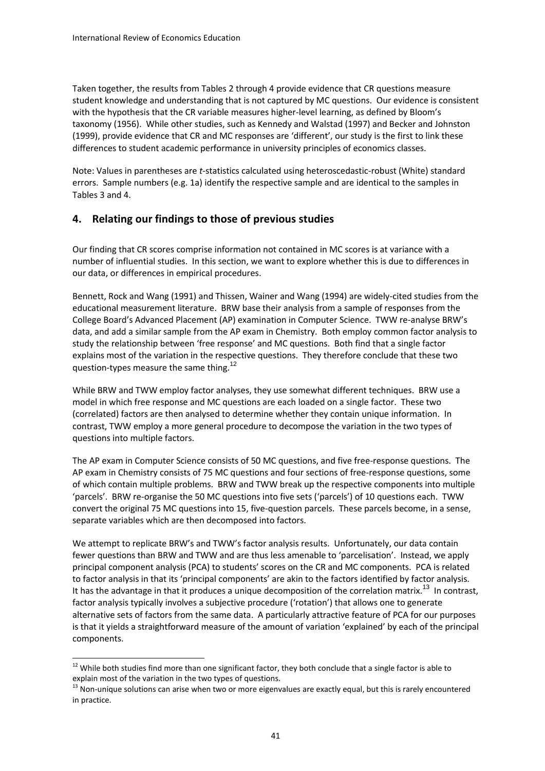Taken together, the results from Tables 2 through 4 provide evidence that CR questions measure student knowledge and understanding that is not captured by MC questions. Our evidence is consistent with the hypothesis that the CR variable measures higher-level learning, as defined by Bloom's taxonomy (1956). While other studies, such as Kennedy and Walstad (1997) and Becker and Johnston (1999), provide evidence that CR and MC responses are 'different', our study is the first to link these differences to student academic performance in university principles of economics classes.

Note: Values in parentheses are *t*-statistics calculated using heteroscedastic-robust (White) standard errors. Sample numbers (e.g. 1a) identify the respective sample and are identical to the samples in Tables 3 and 4.

## 4. Relating our findings to those of previous studies

Our finding that CR scores comprise information not contained in MC scores is at variance with a number of influential studies. In this section, we want to explore whether this is due to differences in our data, or differences in empirical procedures.

Bennett, Rock and Wang (1991) and Thissen, Wainer and Wang (1994) are widely-cited studies from the educational measurement literature. BRW base their analysis from a sample of responses from the College Board's Advanced Placement (AP) examination in Computer Science. TWW re-analyse BRW's data, and add a similar sample from the AP exam in Chemistry. Both employ common factor analysis to study the relationship between 'free response' and MC questions. Both find that a single factor explains most of the variation in the respective questions. They therefore conclude that these two question-types measure the same thing.[12]

While BRW and TWW employ factor analyses, they use somewhat different techniques. BRW use a model in which free response and MC questions are each loaded on a single factor. These two (correlated) factors are then analysed to determine whether they contain unique information. In contrast, TWW employ a more general procedure to decompose the variation in the two types of questions into multiple factors.

The AP exam in Computer Science consists of 50 MC questions, and five free-response questions. The AP exam in Chemistry consists of 75 MC questions and four sections of free-response questions, some of which contain multiple problems. BRW and TWW break up the respective components into multiple 'parcels'. BRW re-organise the 50 MC questions into five sets ('parcels') of 10 questions each. TWW convert the original 75 MC questions into 15, five-question parcels. These parcels become, in a sense, separate variables which are then decomposed into factors.

We attempt to replicate BRW's and TWW's factor analysis results. Unfortunately, our data contain fewer questions than BRW and TWW and are thus less amenable to 'parcelisation'. Instead, we apply principal component analysis (PCA) to students' scores on the CR and MC components. PCA is related to factor analysis in that its 'principal components' are akin to the factors identified by factor analysis. It has the advantage in that it produces a unique decomposition of the correlation matrix.[13] In contrast, factor analysis typically involves a subjective procedure ('rotation') that allows one to generate alternative sets of factors from the same data. A particularly attractive feature of PCA for our purposes is that it yields a straightforward measure of the amount of variation 'explained' by each of the principal components.

[12] While both studies find more than one significant factor, they both conclude that a single factor is able to explain most of the variation in the two types of questions.

[13] Non-unique solutions can arise when two or more eigenvalues are exactly equal, but this is rarely encountered in practice.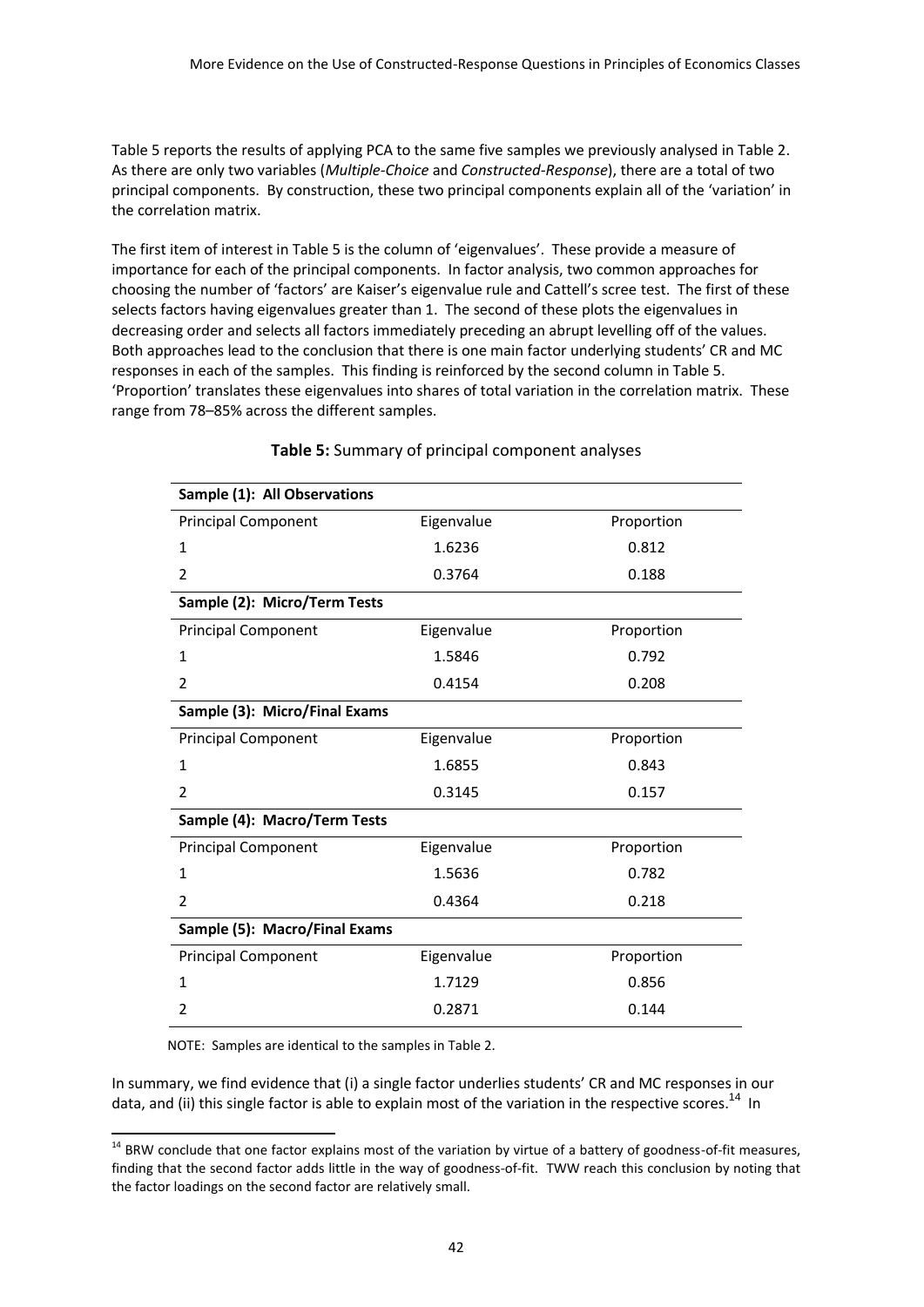Table 5 reports the results of applying PCA to the same five samples we previously analysed in Table 2. As there are only two variables (*Multiple-Choice* and *Constructed-Response*), there are a total of two principal components. By construction, these two principal components explain all of the 'variation' in the correlation matrix.

The first item of interest in Table 5 is the column of 'eigenvalues'. These provide a measure of importance for each of the principal components. In factor analysis, two common approaches for choosing the number of 'factors' are Kaiser's eigenvalue rule and Cattell's scree test. The first of these selects factors having eigenvalues greater than 1. The second of these plots the eigenvalues in decreasing order and selects all factors immediately preceding an abrupt levelling off of the values. Both approaches lead to the conclusion that there is one main factor underlying students' CR and MC responses in each of the samples. This finding is reinforced by the second column in Table 5. 'Proportion' translates these eigenvalues into shares of total variation in the correlation matrix. These range from 78–85% across the different samples.

**Table 5:** Summary of principal component analyses

| **Sample (1): All Observations** | | |
|---|---|---|
| Principal Component | Eigenvalue | Proportion |
| 1 | 1.6236 | 0.812 |
| 2 | 0.3764 | 0.188 |
| **Sample (2): Micro/Term Tests** | | |
| Principal Component | Eigenvalue | Proportion |
| 1 | 1.5846 | 0.792 |
| 2 | 0.4154 | 0.208 |
| **Sample (3): Micro/Final Exams** | | |
| Principal Component | Eigenvalue | Proportion |
| 1 | 1.6855 | 0.843 |
| 2 | 0.3145 | 0.157 |
| **Sample (4): Macro/Term Tests** | | |
| Principal Component | Eigenvalue | Proportion |
| 1 | 1.5636 | 0.782 |
| 2 | 0.4364 | 0.218 |
| **Sample (5): Macro/Final Exams** | | |
| Principal Component | Eigenvalue | Proportion |
| 1 | 1.7129 | 0.856 |
| 2 | 0.2871 | 0.144 |

NOTE: Samples are identical to the samples in Table 2.

In summary, we find evidence that (i) a single factor underlies students' CR and MC responses in our data, and (ii) this single factor is able to explain most of the variation in the respective scores.[14] In

[14] BRW conclude that one factor explains most of the variation by virtue of a battery of goodness-of-fit measures, finding that the second factor adds little in the way of goodness-of-fit. TWW reach this conclusion by noting that the factor loadings on the second factor are relatively small.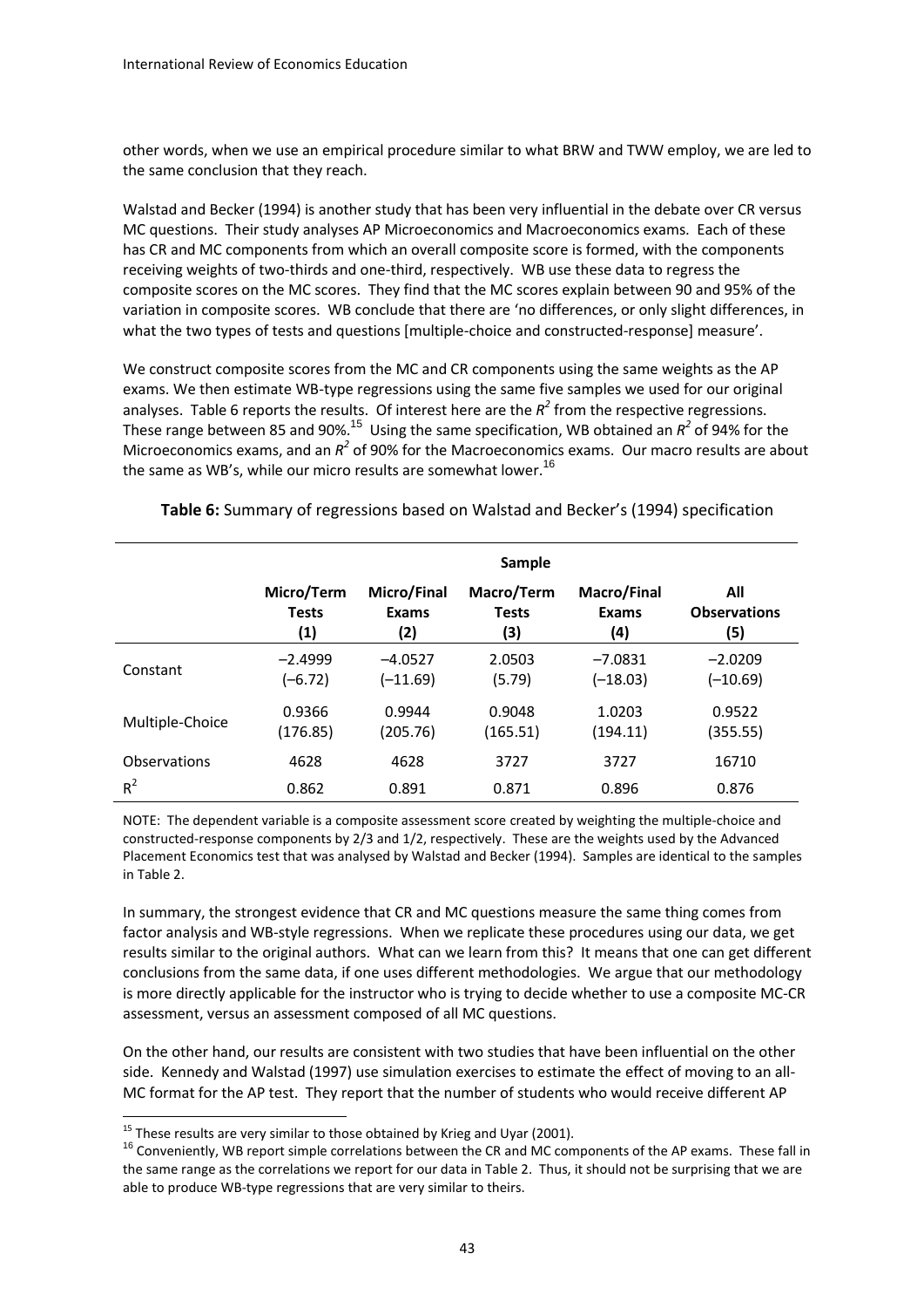other words, when we use an empirical procedure similar to what BRW and TWW employ, we are led to the same conclusion that they reach.

Walstad and Becker (1994) is another study that has been very influential in the debate over CR versus MC questions. Their study analyses AP Microeconomics and Macroeconomics exams. Each of these has CR and MC components from which an overall composite score is formed, with the components receiving weights of two-thirds and one-third, respectively. WB use these data to regress the composite scores on the MC scores. They find that the MC scores explain between 90 and 95% of the variation in composite scores. WB conclude that there are 'no differences, or only slight differences, in what the two types of tests and questions [multiple-choice and constructed-response] measure'.

We construct composite scores from the MC and CR components using the same weights as the AP exams. We then estimate WB-type regressions using the same five samples we used for our original analyses. Table 6 reports the results. Of interest here are the $R^2$ from the respective regressions. These range between 85 and 90%.[15] Using the same specification, WB obtained an $R^2$ of 94% for the Microeconomics exams, and an $R^2$ of 90% for the Macroeconomics exams. Our macro results are about the same as WB's, while our micro results are somewhat lower.[16]

**Table 6:** Summary of regressions based on Walstad and Becker's (1994) specification

| | Sample | | | | |
|---|---|---|---|---|---|
| | **Micro/Term Tests (1)** | **Micro/Final Exams (2)** | **Macro/Term Tests (3)** | **Macro/Final Exams (4)** | **All Observations (5)** |
| Constant | −2.4999 (−6.72) | −4.0527 (−11.69) | 2.0503 (5.79) | −7.0831 (−18.03) | −2.0209 (−10.69) |
| Multiple-Choice | 0.9366 (176.85) | 0.9944 (205.76) | 0.9048 (165.51) | 1.0203 (194.11) | 0.9522 (355.55) |
| Observations | 4628 | 4628 | 3727 | 3727 | 16710 |
| $R^2$ | 0.862 | 0.891 | 0.871 | 0.896 | 0.876 |

NOTE: The dependent variable is a composite assessment score created by weighting the multiple-choice and constructed-response components by 2/3 and 1/2, respectively. These are the weights used by the Advanced Placement Economics test that was analysed by Walstad and Becker (1994). Samples are identical to the samples in Table 2.

In summary, the strongest evidence that CR and MC questions measure the same thing comes from factor analysis and WB-style regressions. When we replicate these procedures using our data, we get results similar to the original authors. What can we learn from this? It means that one can get different conclusions from the same data, if one uses different methodologies. We argue that our methodology is more directly applicable for the instructor who is trying to decide whether to use a composite MC-CR assessment, versus an assessment composed of all MC questions.

On the other hand, our results are consistent with two studies that have been influential on the other side. Kennedy and Walstad (1997) use simulation exercises to estimate the effect of moving to an all-MC format for the AP test. They report that the number of students who would receive different AP

[15] These results are very similar to those obtained by Krieg and Uyar (2001).

[16] Conveniently, WB report simple correlations between the CR and MC components of the AP exams. These fall in the same range as the correlations we report for our data in Table 2. Thus, it should not be surprising that we are able to produce WB-type regressions that are very similar to theirs.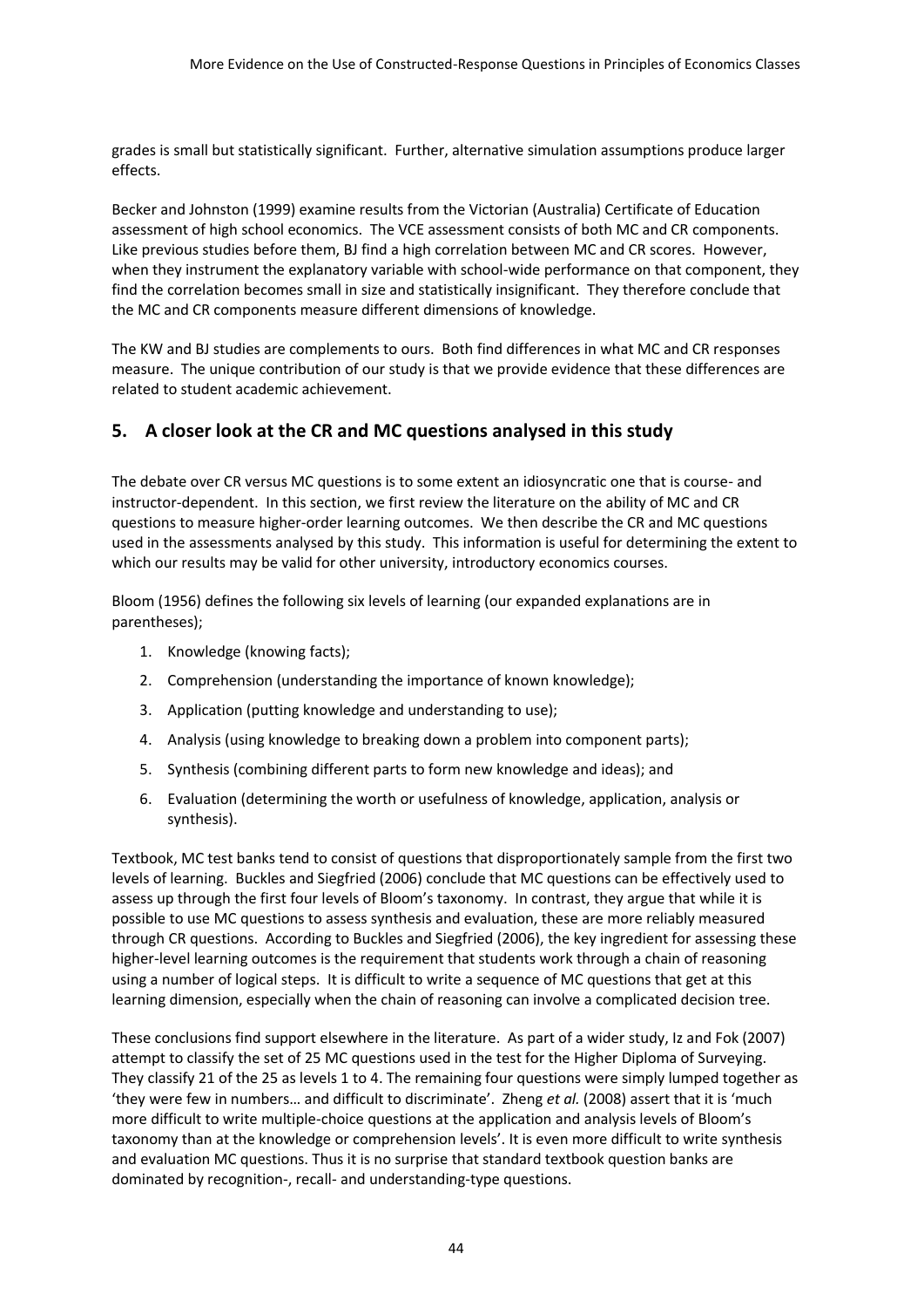grades is small but statistically significant. Further, alternative simulation assumptions produce larger effects.

Becker and Johnston (1999) examine results from the Victorian (Australia) Certificate of Education assessment of high school economics. The VCE assessment consists of both MC and CR components. Like previous studies before them, BJ find a high correlation between MC and CR scores. However, when they instrument the explanatory variable with school-wide performance on that component, they find the correlation becomes small in size and statistically insignificant. They therefore conclude that the MC and CR components measure different dimensions of knowledge.

The KW and BJ studies are complements to ours. Both find differences in what MC and CR responses measure. The unique contribution of our study is that we provide evidence that these differences are related to student academic achievement.

## 5. A closer look at the CR and MC questions analysed in this study

The debate over CR versus MC questions is to some extent an idiosyncratic one that is course- and instructor-dependent. In this section, we first review the literature on the ability of MC and CR questions to measure higher-order learning outcomes. We then describe the CR and MC questions used in the assessments analysed by this study. This information is useful for determining the extent to which our results may be valid for other university, introductory economics courses.

Bloom (1956) defines the following six levels of learning (our expanded explanations are in parentheses);

1. Knowledge (knowing facts);
2. Comprehension (understanding the importance of known knowledge);
3. Application (putting knowledge and understanding to use);
4. Analysis (using knowledge to breaking down a problem into component parts);
5. Synthesis (combining different parts to form new knowledge and ideas); and
6. Evaluation (determining the worth or usefulness of knowledge, application, analysis or synthesis).

Textbook, MC test banks tend to consist of questions that disproportionately sample from the first two levels of learning. Buckles and Siegfried (2006) conclude that MC questions can be effectively used to assess up through the first four levels of Bloom's taxonomy. In contrast, they argue that while it is possible to use MC questions to assess synthesis and evaluation, these are more reliably measured through CR questions. According to Buckles and Siegfried (2006), the key ingredient for assessing these higher-level learning outcomes is the requirement that students work through a chain of reasoning using a number of logical steps. It is difficult to write a sequence of MC questions that get at this learning dimension, especially when the chain of reasoning can involve a complicated decision tree.

These conclusions find support elsewhere in the literature. As part of a wider study, Iz and Fok (2007) attempt to classify the set of 25 MC questions used in the test for the Higher Diploma of Surveying. They classify 21 of the 25 as levels 1 to 4. The remaining four questions were simply lumped together as 'they were few in numbers… and difficult to discriminate'. Zheng *et al.* (2008) assert that it is 'much more difficult to write multiple-choice questions at the application and analysis levels of Bloom's taxonomy than at the knowledge or comprehension levels'. It is even more difficult to write synthesis and evaluation MC questions. Thus it is no surprise that standard textbook question banks are dominated by recognition-, recall- and understanding-type questions.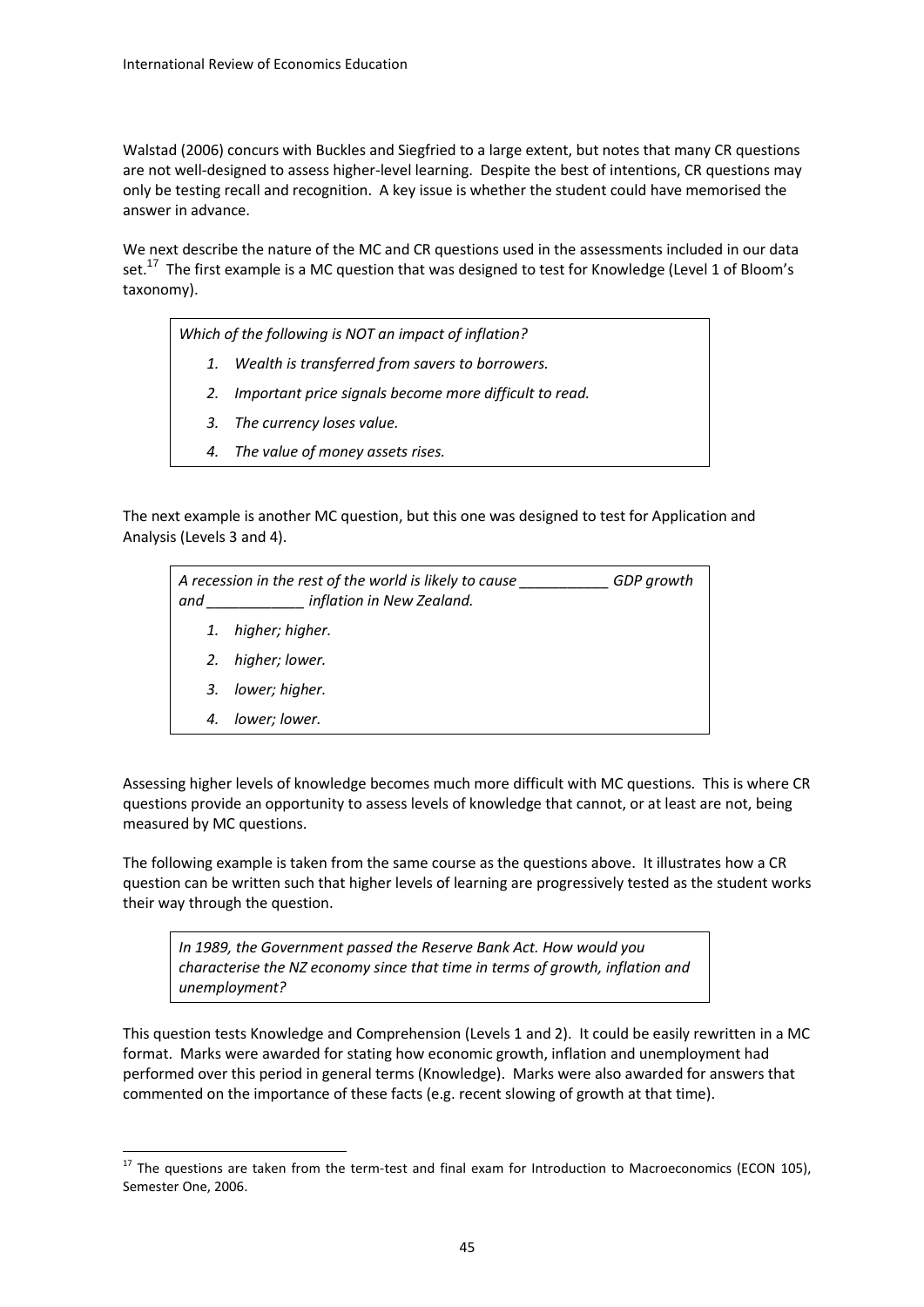Walstad (2006) concurs with Buckles and Siegfried to a large extent, but notes that many CR questions are not well-designed to assess higher-level learning. Despite the best of intentions, CR questions may only be testing recall and recognition. A key issue is whether the student could have memorised the answer in advance.

We next describe the nature of the MC and CR questions used in the assessments included in our data set.[17] The first example is a MC question that was designed to test for Knowledge (Level 1 of Bloom's taxonomy).

> *Which of the following is NOT an impact of inflation?*
>
> 1. *Wealth is transferred from savers to borrowers.*
> 2. *Important price signals become more difficult to read.*
> 3. *The currency loses value.*
> 4. *The value of money assets rises.*

The next example is another MC question, but this one was designed to test for Application and Analysis (Levels 3 and 4).

> *A recession in the rest of the world is likely to cause ___________ GDP growth and ____________ inflation in New Zealand.*
>
> 1. *higher; higher.*
> 2. *higher; lower.*
> 3. *lower; higher.*
> 4. *lower; lower.*

Assessing higher levels of knowledge becomes much more difficult with MC questions. This is where CR questions provide an opportunity to assess levels of knowledge that cannot, or at least are not, being measured by MC questions.

The following example is taken from the same course as the questions above. It illustrates how a CR question can be written such that higher levels of learning are progressively tested as the student works their way through the question.

> *In 1989, the Government passed the Reserve Bank Act. How would you characterise the NZ economy since that time in terms of growth, inflation and unemployment?*

This question tests Knowledge and Comprehension (Levels 1 and 2). It could be easily rewritten in a MC format. Marks were awarded for stating how economic growth, inflation and unemployment had performed over this period in general terms (Knowledge). Marks were also awarded for answers that commented on the importance of these facts (e.g. recent slowing of growth at that time).

---

[17] The questions are taken from the term-test and final exam for Introduction to Macroeconomics (ECON 105), Semester One, 2006.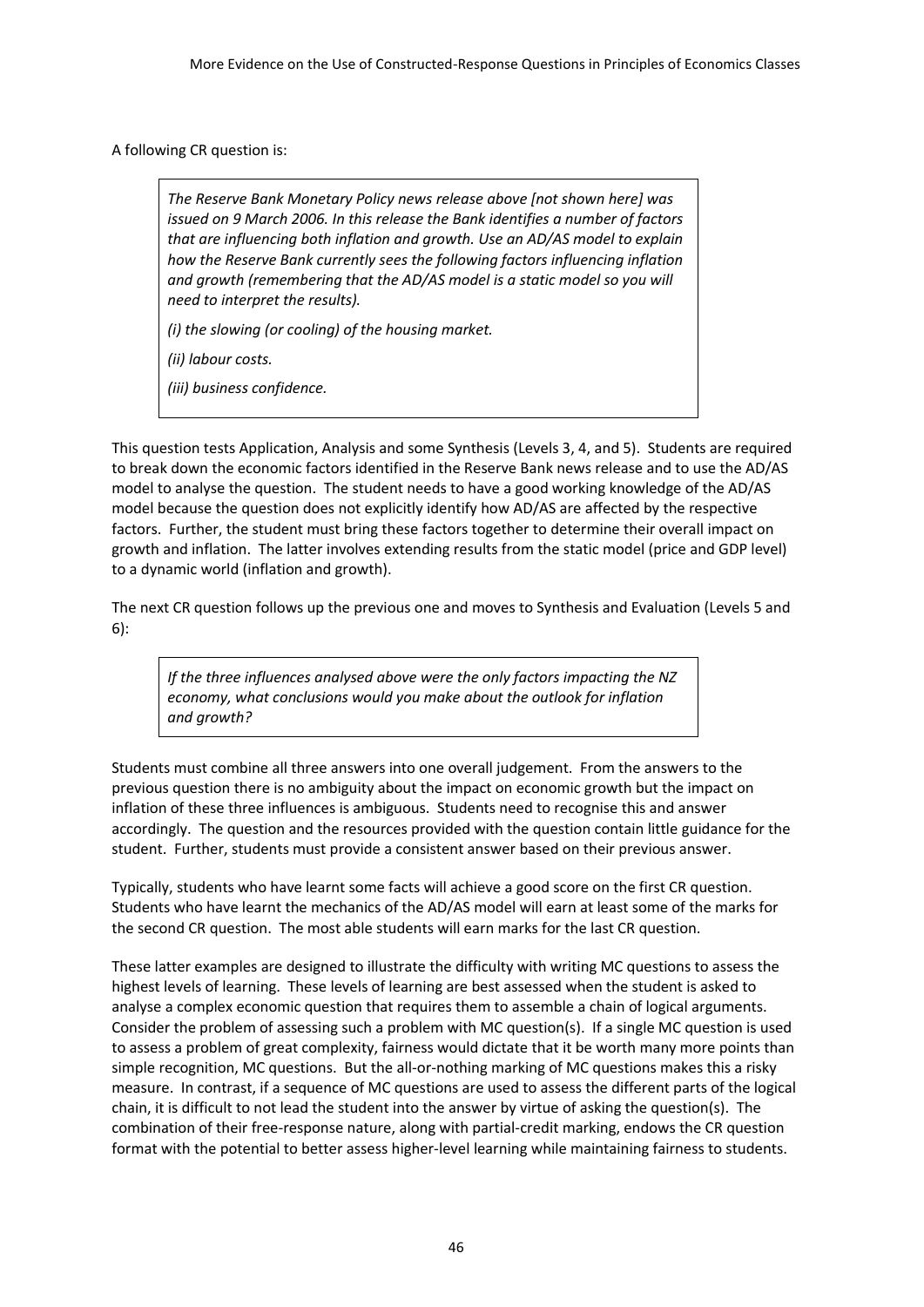A following CR question is:

> *The Reserve Bank Monetary Policy news release above [not shown here] was issued on 9 March 2006. In this release the Bank identifies a number of factors that are influencing both inflation and growth. Use an AD/AS model to explain how the Reserve Bank currently sees the following factors influencing inflation and growth (remembering that the AD/AS model is a static model so you will need to interpret the results).*
>
> *(i) the slowing (or cooling) of the housing market.*
>
> *(ii) labour costs.*
>
> *(iii) business confidence.*

This question tests Application, Analysis and some Synthesis (Levels 3, 4, and 5). Students are required to break down the economic factors identified in the Reserve Bank news release and to use the AD/AS model to analyse the question. The student needs to have a good working knowledge of the AD/AS model because the question does not explicitly identify how AD/AS are affected by the respective factors. Further, the student must bring these factors together to determine their overall impact on growth and inflation. The latter involves extending results from the static model (price and GDP level) to a dynamic world (inflation and growth).

The next CR question follows up the previous one and moves to Synthesis and Evaluation (Levels 5 and 6):

> *If the three influences analysed above were the only factors impacting the NZ economy, what conclusions would you make about the outlook for inflation and growth?*

Students must combine all three answers into one overall judgement. From the answers to the previous question there is no ambiguity about the impact on economic growth but the impact on inflation of these three influences is ambiguous. Students need to recognise this and answer accordingly. The question and the resources provided with the question contain little guidance for the student. Further, students must provide a consistent answer based on their previous answer.

Typically, students who have learnt some facts will achieve a good score on the first CR question. Students who have learnt the mechanics of the AD/AS model will earn at least some of the marks for the second CR question. The most able students will earn marks for the last CR question.

These latter examples are designed to illustrate the difficulty with writing MC questions to assess the highest levels of learning. These levels of learning are best assessed when the student is asked to analyse a complex economic question that requires them to assemble a chain of logical arguments. Consider the problem of assessing such a problem with MC question(s). If a single MC question is used to assess a problem of great complexity, fairness would dictate that it be worth many more points than simple recognition, MC questions. But the all-or-nothing marking of MC questions makes this a risky measure. In contrast, if a sequence of MC questions are used to assess the different parts of the logical chain, it is difficult to not lead the student into the answer by virtue of asking the question(s). The combination of their free-response nature, along with partial-credit marking, endows the CR question format with the potential to better assess higher-level learning while maintaining fairness to students.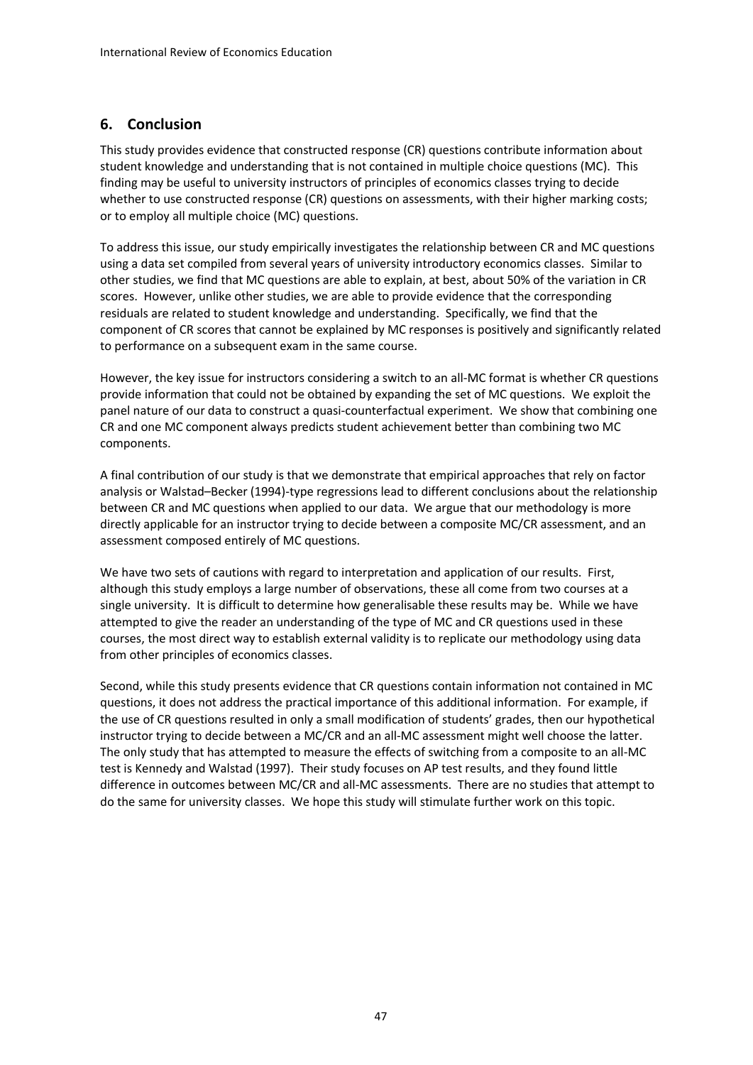## 6. Conclusion

This study provides evidence that constructed response (CR) questions contribute information about student knowledge and understanding that is not contained in multiple choice questions (MC). This finding may be useful to university instructors of principles of economics classes trying to decide whether to use constructed response (CR) questions on assessments, with their higher marking costs; or to employ all multiple choice (MC) questions.

To address this issue, our study empirically investigates the relationship between CR and MC questions using a data set compiled from several years of university introductory economics classes. Similar to other studies, we find that MC questions are able to explain, at best, about 50% of the variation in CR scores. However, unlike other studies, we are able to provide evidence that the corresponding residuals are related to student knowledge and understanding. Specifically, we find that the component of CR scores that cannot be explained by MC responses is positively and significantly related to performance on a subsequent exam in the same course.

However, the key issue for instructors considering a switch to an all-MC format is whether CR questions provide information that could not be obtained by expanding the set of MC questions. We exploit the panel nature of our data to construct a quasi-counterfactual experiment. We show that combining one CR and one MC component always predicts student achievement better than combining two MC components.

A final contribution of our study is that we demonstrate that empirical approaches that rely on factor analysis or Walstad–Becker (1994)-type regressions lead to different conclusions about the relationship between CR and MC questions when applied to our data. We argue that our methodology is more directly applicable for an instructor trying to decide between a composite MC/CR assessment, and an assessment composed entirely of MC questions.

We have two sets of cautions with regard to interpretation and application of our results. First, although this study employs a large number of observations, these all come from two courses at a single university. It is difficult to determine how generalisable these results may be. While we have attempted to give the reader an understanding of the type of MC and CR questions used in these courses, the most direct way to establish external validity is to replicate our methodology using data from other principles of economics classes.

Second, while this study presents evidence that CR questions contain information not contained in MC questions, it does not address the practical importance of this additional information. For example, if the use of CR questions resulted in only a small modification of students' grades, then our hypothetical instructor trying to decide between a MC/CR and an all-MC assessment might well choose the latter. The only study that has attempted to measure the effects of switching from a composite to an all-MC test is Kennedy and Walstad (1997). Their study focuses on AP test results, and they found little difference in outcomes between MC/CR and all-MC assessments. There are no studies that attempt to do the same for university classes. We hope this study will stimulate further work on this topic.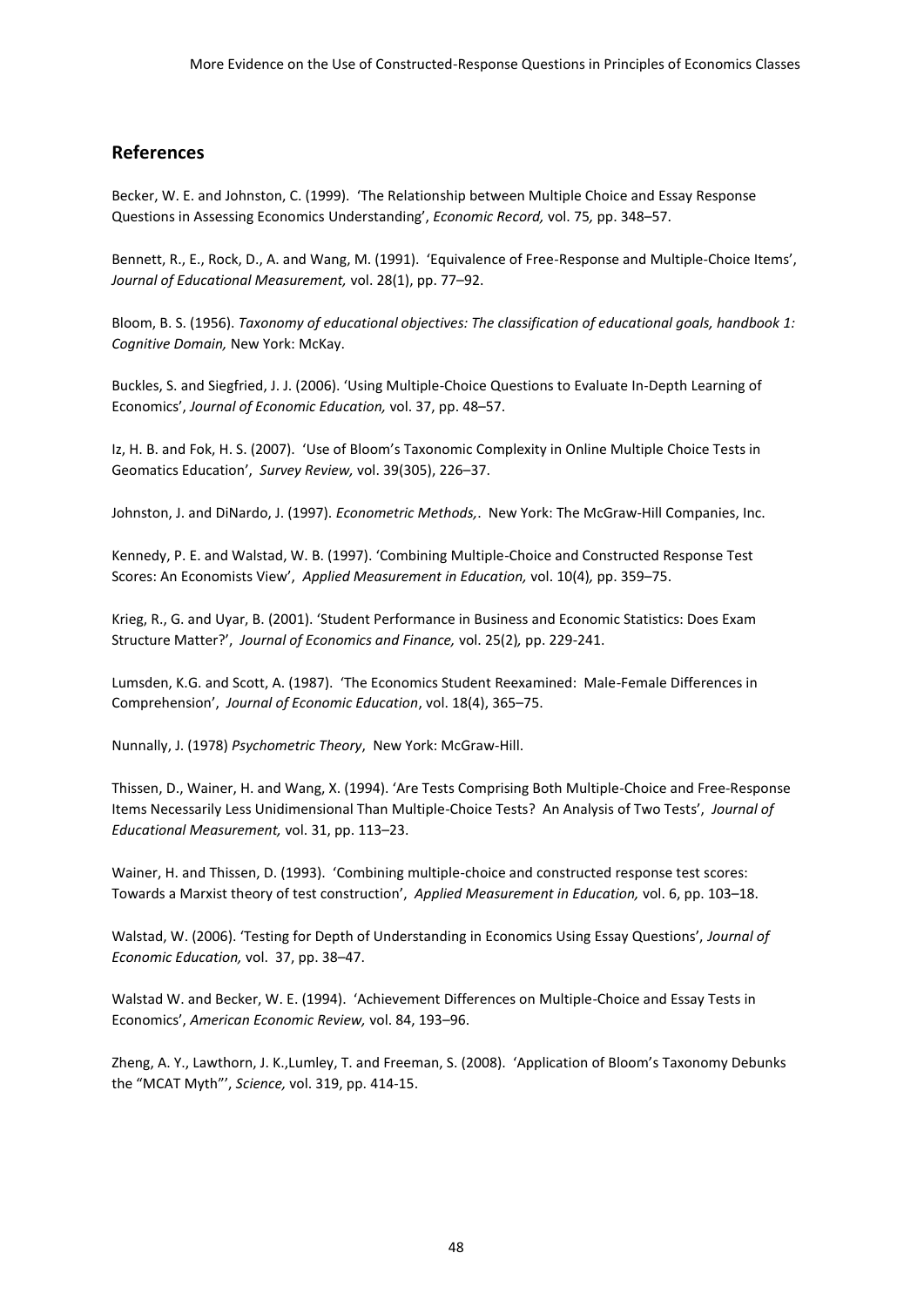## References

Becker, W. E. and Johnston, C. (1999). 'The Relationship between Multiple Choice and Essay Response Questions in Assessing Economics Understanding', *Economic Record,* vol. 75*,* pp. 348–57.

Bennett, R., E., Rock, D., A. and Wang, M. (1991). 'Equivalence of Free-Response and Multiple-Choice Items', *Journal of Educational Measurement,* vol. 28(1), pp. 77–92.

Bloom, B. S. (1956). *Taxonomy of educational objectives: The classification of educational goals, handbook 1: Cognitive Domain,* New York: McKay.

Buckles, S. and Siegfried, J. J. (2006). 'Using Multiple-Choice Questions to Evaluate In-Depth Learning of Economics', *Journal of Economic Education,* vol. 37, pp. 48–57.

Iz, H. B. and Fok, H. S. (2007). 'Use of Bloom's Taxonomic Complexity in Online Multiple Choice Tests in Geomatics Education', *Survey Review,* vol. 39(305), 226–37.

Johnston, J. and DiNardo, J. (1997). *Econometric Methods,*. New York: The McGraw-Hill Companies, Inc.

Kennedy, P. E. and Walstad, W. B. (1997). 'Combining Multiple-Choice and Constructed Response Test Scores: An Economists View', *Applied Measurement in Education,* vol. 10(4)*,* pp. 359–75.

Krieg, R., G. and Uyar, B. (2001). 'Student Performance in Business and Economic Statistics: Does Exam Structure Matter?', *Journal of Economics and Finance,* vol. 25(2)*,* pp. 229-241.

Lumsden, K.G. and Scott, A. (1987). 'The Economics Student Reexamined: Male-Female Differences in Comprehension', *Journal of Economic Education*, vol. 18(4), 365–75.

Nunnally, J. (1978) *Psychometric Theory*, New York: McGraw-Hill.

Thissen, D., Wainer, H. and Wang, X. (1994). 'Are Tests Comprising Both Multiple-Choice and Free-Response Items Necessarily Less Unidimensional Than Multiple-Choice Tests? An Analysis of Two Tests', *Journal of Educational Measurement,* vol. 31, pp. 113–23.

Wainer, H. and Thissen, D. (1993). 'Combining multiple-choice and constructed response test scores: Towards a Marxist theory of test construction', *Applied Measurement in Education,* vol. 6, pp. 103–18.

Walstad, W. (2006). 'Testing for Depth of Understanding in Economics Using Essay Questions', *Journal of Economic Education,* vol. 37, pp. 38–47.

Walstad W. and Becker, W. E. (1994). 'Achievement Differences on Multiple-Choice and Essay Tests in Economics', *American Economic Review,* vol. 84, 193–96.

Zheng, A. Y., Lawthorn, J. K.,Lumley, T. and Freeman, S. (2008). 'Application of Bloom's Taxonomy Debunks the "MCAT Myth"', *Science,* vol. 319, pp. 414-15.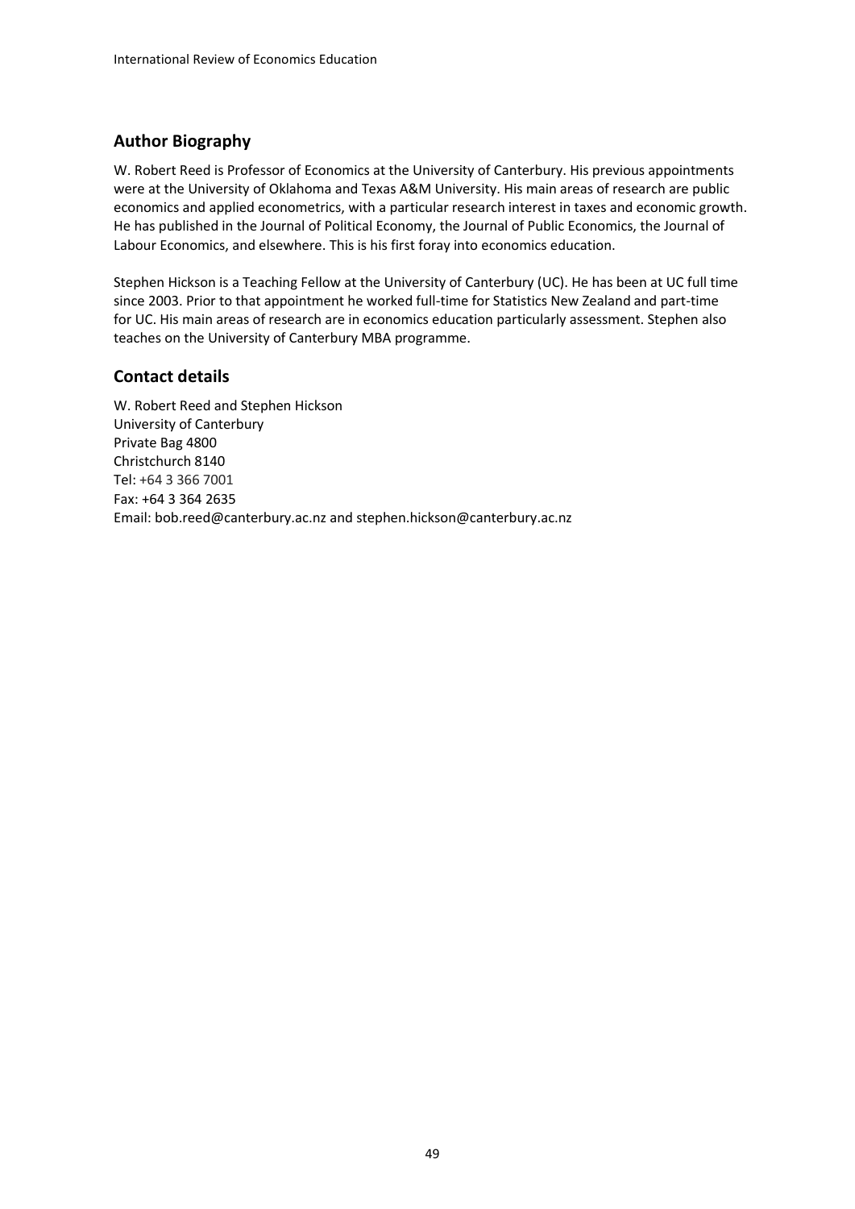## Author Biography

W. Robert Reed is Professor of Economics at the University of Canterbury. His previous appointments were at the University of Oklahoma and Texas A&M University. His main areas of research are public economics and applied econometrics, with a particular research interest in taxes and economic growth. He has published in the Journal of Political Economy, the Journal of Public Economics, the Journal of Labour Economics, and elsewhere. This is his first foray into economics education.

Stephen Hickson is a Teaching Fellow at the University of Canterbury (UC). He has been at UC full time since 2003. Prior to that appointment he worked full-time for Statistics New Zealand and part-time for UC. His main areas of research are in economics education particularly assessment. Stephen also teaches on the University of Canterbury MBA programme.

## Contact details

W. Robert Reed and Stephen Hickson
University of Canterbury
Private Bag 4800
Christchurch 8140
Tel: +64 3 366 7001
Fax: +64 3 364 2635
Email: bob.reed@canterbury.ac.nz and stephen.hickson@canterbury.ac.nz